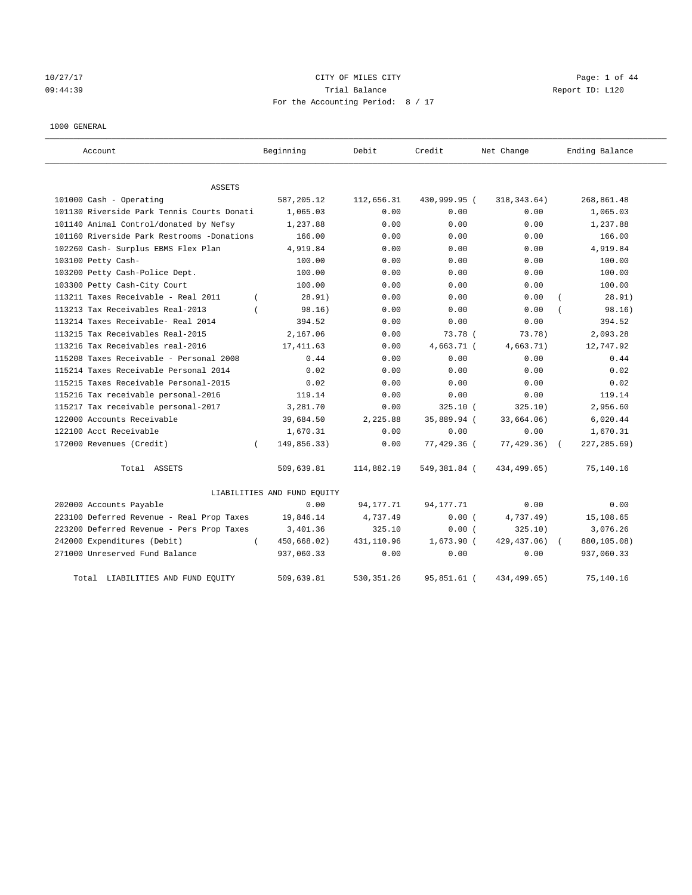10/27/17 CITY OF MILES CITY

09:44:39 Trial Balance Report ID: L120

For the Accounting Period: 8 / 17

1000 GENERAL

| Account | Beginning | Debit | Credit | Net Change | Ending Balance |
|---|---|---|---|---|---|
| ASSETS | | | | | |
| 101000 Cash - Operating | 587,205.12 | 112,656.31 | 430,999.95 | ( 318,343.64) | 268,861.48 |
| 101130 Riverside Park Tennis Courts Donati | 1,065.03 | 0.00 | 0.00 | 0.00 | 1,065.03 |
| 101140 Animal Control/donated by Nefsy | 1,237.88 | 0.00 | 0.00 | 0.00 | 1,237.88 |
| 101160 Riverside Park Restrooms -Donations | 166.00 | 0.00 | 0.00 | 0.00 | 166.00 |
| 102260 Cash- Surplus EBMS Flex Plan | 4,919.84 | 0.00 | 0.00 | 0.00 | 4,919.84 |
| 103100 Petty Cash- | 100.00 | 0.00 | 0.00 | 0.00 | 100.00 |
| 103200 Petty Cash-Police Dept. | 100.00 | 0.00 | 0.00 | 0.00 | 100.00 |
| 103300 Petty Cash-City Court | 100.00 | 0.00 | 0.00 | 0.00 | 100.00 |
| 113211 Taxes Receivable - Real 2011 | ( 28.91) | 0.00 | 0.00 | 0.00 | ( 28.91) |
| 113213 Tax Receivables Real-2013 | ( 98.16) | 0.00 | 0.00 | 0.00 | ( 98.16) |
| 113214 Taxes Receivable- Real 2014 | 394.52 | 0.00 | 0.00 | 0.00 | 394.52 |
| 113215 Tax Receivables Real-2015 | 2,167.06 | 0.00 | 73.78 | ( 73.78) | 2,093.28 |
| 113216 Tax Receivables real-2016 | 17,411.63 | 0.00 | 4,663.71 | ( 4,663.71) | 12,747.92 |
| 115208 Taxes Receivable - Personal 2008 | 0.44 | 0.00 | 0.00 | 0.00 | 0.44 |
| 115214 Taxes Receivable Personal 2014 | 0.02 | 0.00 | 0.00 | 0.00 | 0.02 |
| 115215 Taxes Receivable Personal-2015 | 0.02 | 0.00 | 0.00 | 0.00 | 0.02 |
| 115216 Tax receivable personal-2016 | 119.14 | 0.00 | 0.00 | 0.00 | 119.14 |
| 115217 Tax receivable personal-2017 | 3,281.70 | 0.00 | 325.10 | ( 325.10) | 2,956.60 |
| 122000 Accounts Receivable | 39,684.50 | 2,225.88 | 35,889.94 | ( 33,664.06) | 6,020.44 |
| 122100 Acct Receivable | 1,670.31 | 0.00 | 0.00 | 0.00 | 1,670.31 |
| 172000 Revenues (Credit) | ( 149,856.33) | 0.00 | 77,429.36 | ( 77,429.36) | ( 227,285.69) |
| Total ASSETS | 509,639.81 | 114,882.19 | 549,381.84 | ( 434,499.65) | 75,140.16 |
| LIABILITIES AND FUND EQUITY | | | | | |
| 202000 Accounts Payable | 0.00 | 94,177.71 | 94,177.71 | 0.00 | 0.00 |
| 223100 Deferred Revenue - Real Prop Taxes | 19,846.14 | 4,737.49 | 0.00 | ( 4,737.49) | 15,108.65 |
| 223200 Deferred Revenue - Pers Prop Taxes | 3,401.36 | 325.10 | 0.00 | ( 325.10) | 3,076.26 |
| 242000 Expenditures (Debit) | ( 450,668.02) | 431,110.96 | 1,673.90 | ( 429,437.06) | ( 880,105.08) |
| 271000 Unreserved Fund Balance | 937,060.33 | 0.00 | 0.00 | 0.00 | 937,060.33 |
| Total LIABILITIES AND FUND EQUITY | 509,639.81 | 530,351.26 | 95,851.61 | ( 434,499.65) | 75,140.16 |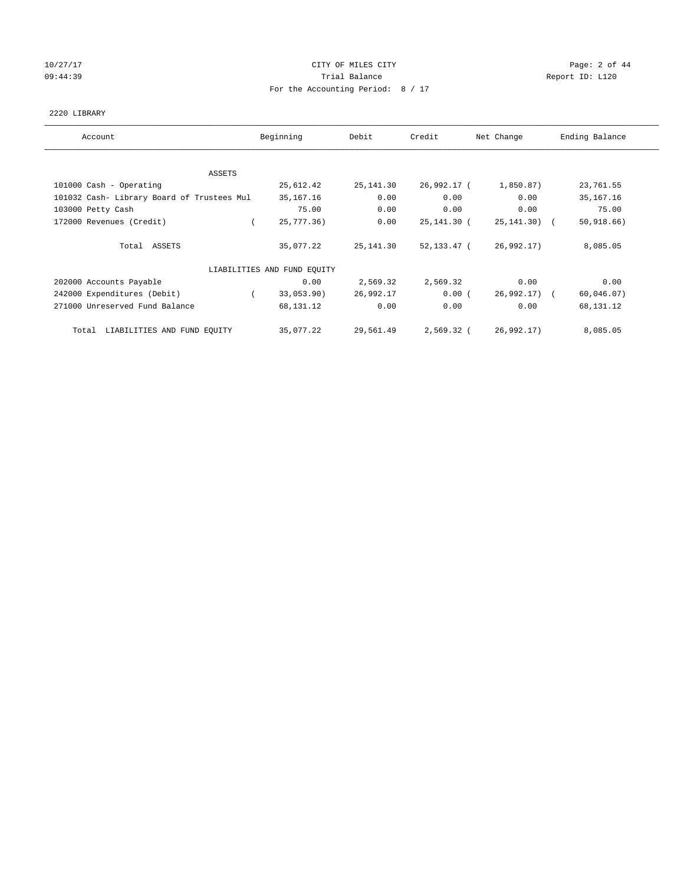CITY OF MILES CITY

Trial Balance

For the Accounting Period: 8 / 17

2220 LIBRARY

| Account | Beginning | Debit | Credit | Net Change | Ending Balance |
|---|---|---|---|---|---|
| ASSETS | | | | | |
| 101000 Cash - Operating | 25,612.42 | 25,141.30 | 26,992.17 | (1,850.87) | 23,761.55 |
| 101032 Cash- Library Board of Trustees Mul | 35,167.16 | 0.00 | 0.00 | 0.00 | 35,167.16 |
| 103000 Petty Cash | 75.00 | 0.00 | 0.00 | 0.00 | 75.00 |
| 172000 Revenues (Credit) | (25,777.36) | 0.00 | 25,141.30 | (25,141.30) | (50,918.66) |
| Total ASSETS | 35,077.22 | 25,141.30 | 52,133.47 | (26,992.17) | 8,085.05 |
| LIABILITIES AND FUND EQUITY | | | | | |
| 202000 Accounts Payable | 0.00 | 2,569.32 | 2,569.32 | 0.00 | 0.00 |
| 242000 Expenditures (Debit) | (33,053.90) | 26,992.17 | 0.00 | (26,992.17) | (60,046.07) |
| 271000 Unreserved Fund Balance | 68,131.12 | 0.00 | 0.00 | 0.00 | 68,131.12 |
| Total LIABILITIES AND FUND EQUITY | 35,077.22 | 29,561.49 | 2,569.32 | (26,992.17) | 8,085.05 |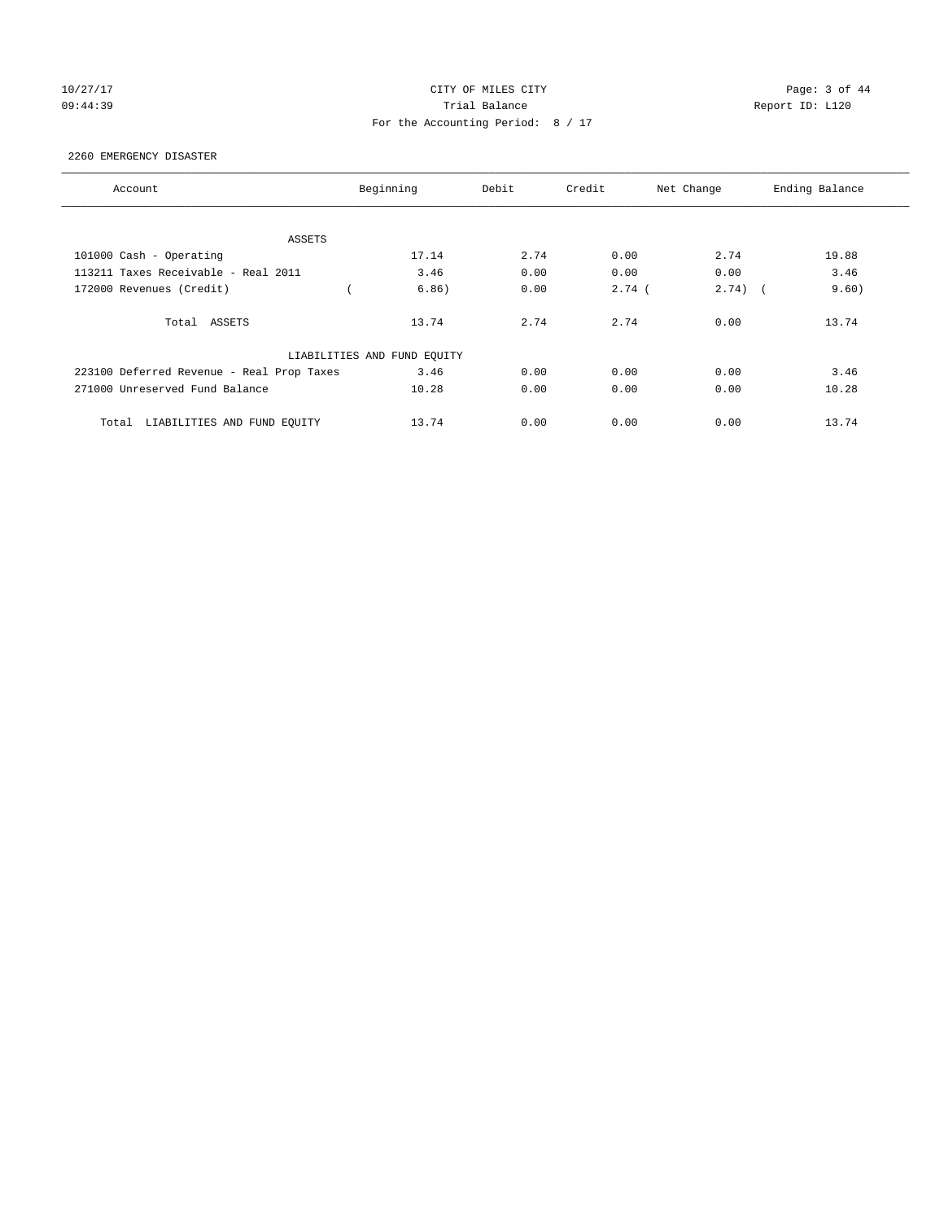CITY OF MILES CITY

Trial Balance

For the Accounting Period: 8 / 17

10/27/17 09:44:39 — Report ID: L120

2260 EMERGENCY DISASTER

| Account | Beginning | Debit | Credit | Net Change | Ending Balance |
|---|---|---|---|---|---|
| ASSETS | | | | | |
| 101000 Cash - Operating | 17.14 | 2.74 | 0.00 | 2.74 | 19.88 |
| 113211 Taxes Receivable - Real 2011 | 3.46 | 0.00 | 0.00 | 0.00 | 3.46 |
| 172000 Revenues (Credit) | ( 6.86) | 0.00 | 2.74 | ( 2.74) | ( 9.60) |
| Total ASSETS | 13.74 | 2.74 | 2.74 | 0.00 | 13.74 |
| LIABILITIES AND FUND EQUITY | | | | | |
| 223100 Deferred Revenue - Real Prop Taxes | 3.46 | 0.00 | 0.00 | 0.00 | 3.46 |
| 271000 Unreserved Fund Balance | 10.28 | 0.00 | 0.00 | 0.00 | 10.28 |
| Total LIABILITIES AND FUND EQUITY | 13.74 | 0.00 | 0.00 | 0.00 | 13.74 |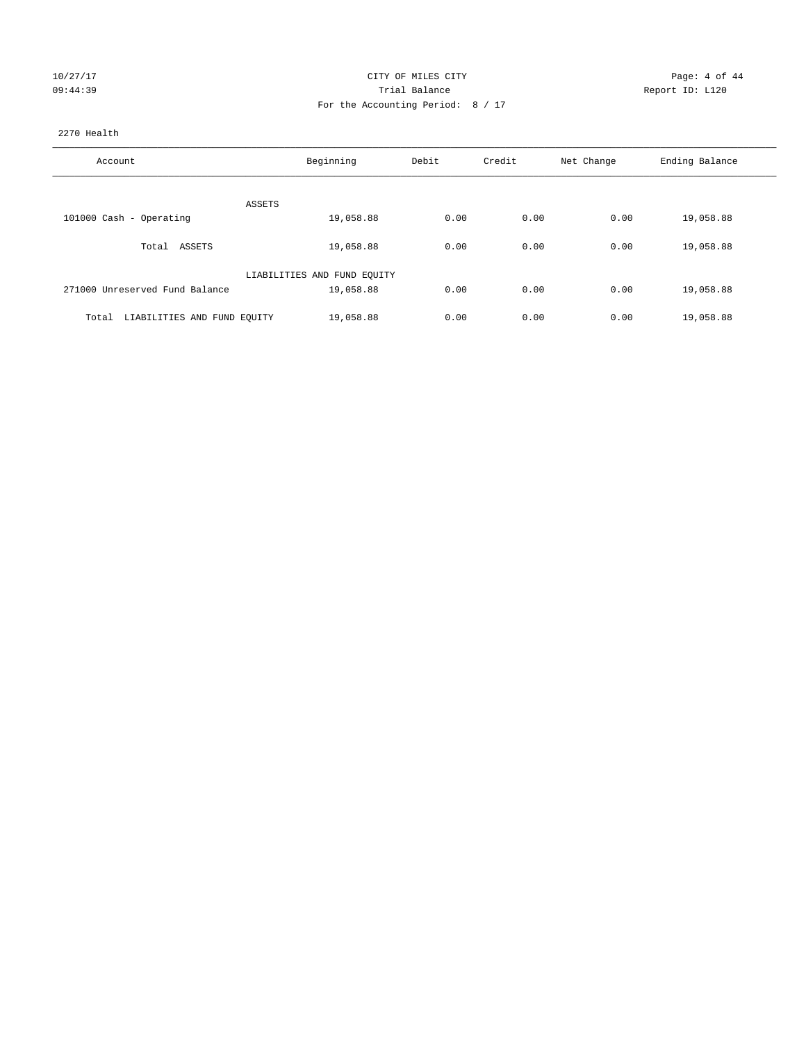CITY OF MILES CITY
Trial Balance
For the Accounting Period: 8 / 17

10/27/17
09:44:39

Report ID: L120

2270 Health

| Account | Beginning | Debit | Credit | Net Change | Ending Balance |
|---|---|---|---|---|---|
| ASSETS | | | | | |
| 101000 Cash - Operating | 19,058.88 | 0.00 | 0.00 | 0.00 | 19,058.88 |
| Total ASSETS | 19,058.88 | 0.00 | 0.00 | 0.00 | 19,058.88 |
| LIABILITIES AND FUND EQUITY | | | | | |
| 271000 Unreserved Fund Balance | 19,058.88 | 0.00 | 0.00 | 0.00 | 19,058.88 |
| Total LIABILITIES AND FUND EQUITY | 19,058.88 | 0.00 | 0.00 | 0.00 | 19,058.88 |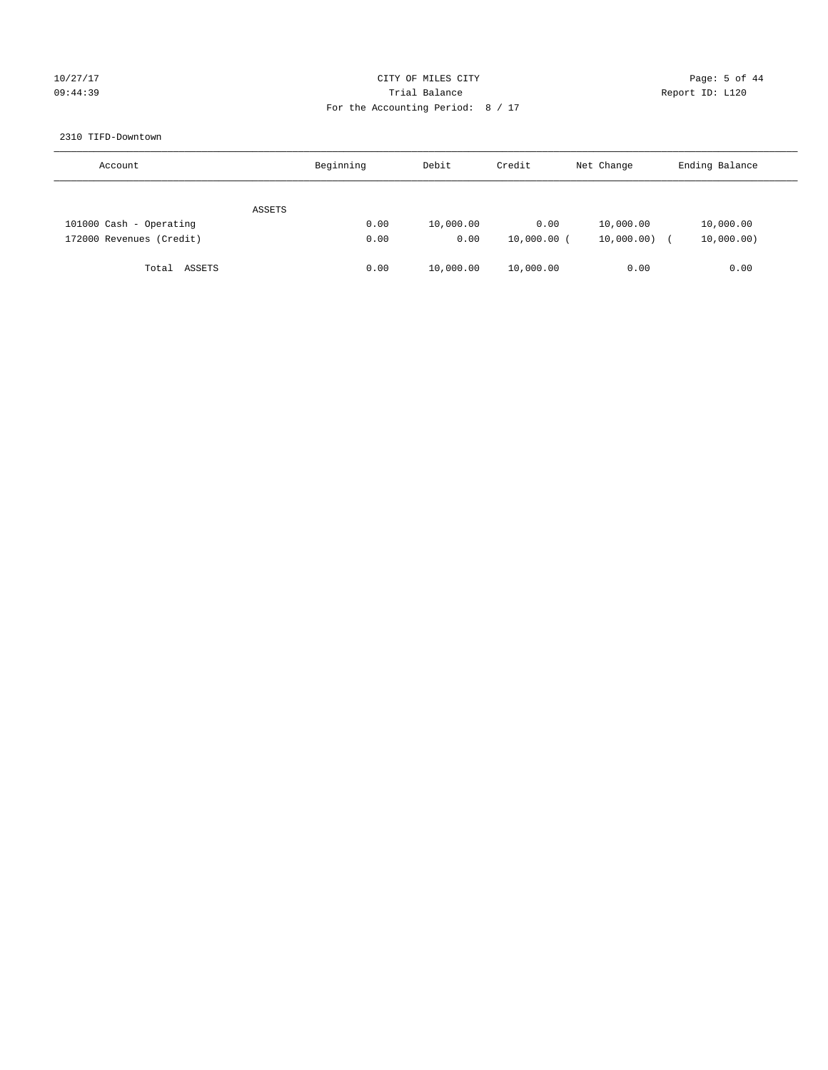CITY OF MILES CITY
Trial Balance
For the Accounting Period: 8 / 17

10/27/17
09:44:39

Report ID: L120

2310 TIFD-Downtown

| Account | Beginning | Debit | Credit | Net Change | Ending Balance |
|---|---|---|---|---|---|
| ASSETS | | | | | |
| 101000 Cash - Operating | 0.00 | 10,000.00 | 0.00 | 10,000.00 | 10,000.00 |
| 172000 Revenues (Credit) | 0.00 | 0.00 | 10,000.00 | (10,000.00) | (10,000.00) |
| Total ASSETS | 0.00 | 10,000.00 | 10,000.00 | 0.00 | 0.00 |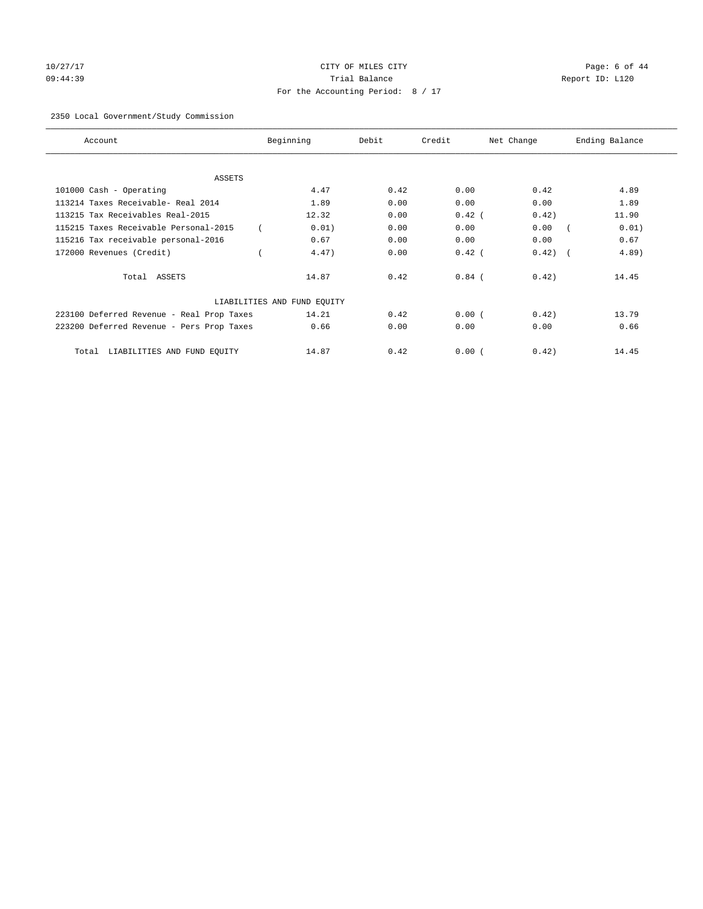CITY OF MILES CITY

Trial Balance

For the Accounting Period: 8 / 17

10/27/17 09:44:39 — Report ID: L120

2350 Local Government/Study Commission

| Account | Beginning | Debit | Credit | Net Change | Ending Balance |
|---|---|---|---|---|---|
| ASSETS | | | | | |
| 101000 Cash - Operating | 4.47 | 0.42 | 0.00 | 0.42 | 4.89 |
| 113214 Taxes Receivable- Real 2014 | 1.89 | 0.00 | 0.00 | 0.00 | 1.89 |
| 113215 Tax Receivables Real-2015 | 12.32 | 0.00 | 0.42 | ( 0.42) | 11.90 |
| 115215 Taxes Receivable Personal-2015 | ( 0.01) | 0.00 | 0.00 | 0.00 | ( 0.01) |
| 115216 Tax receivable personal-2016 | 0.67 | 0.00 | 0.00 | 0.00 | 0.67 |
| 172000 Revenues (Credit) | ( 4.47) | 0.00 | 0.42 | ( 0.42) | ( 4.89) |
| Total ASSETS | 14.87 | 0.42 | 0.84 | ( 0.42) | 14.45 |
| LIABILITIES AND FUND EQUITY | | | | | |
| 223100 Deferred Revenue - Real Prop Taxes | 14.21 | 0.42 | 0.00 | ( 0.42) | 13.79 |
| 223200 Deferred Revenue - Pers Prop Taxes | 0.66 | 0.00 | 0.00 | 0.00 | 0.66 |
| Total LIABILITIES AND FUND EQUITY | 14.87 | 0.42 | 0.00 | ( 0.42) | 14.45 |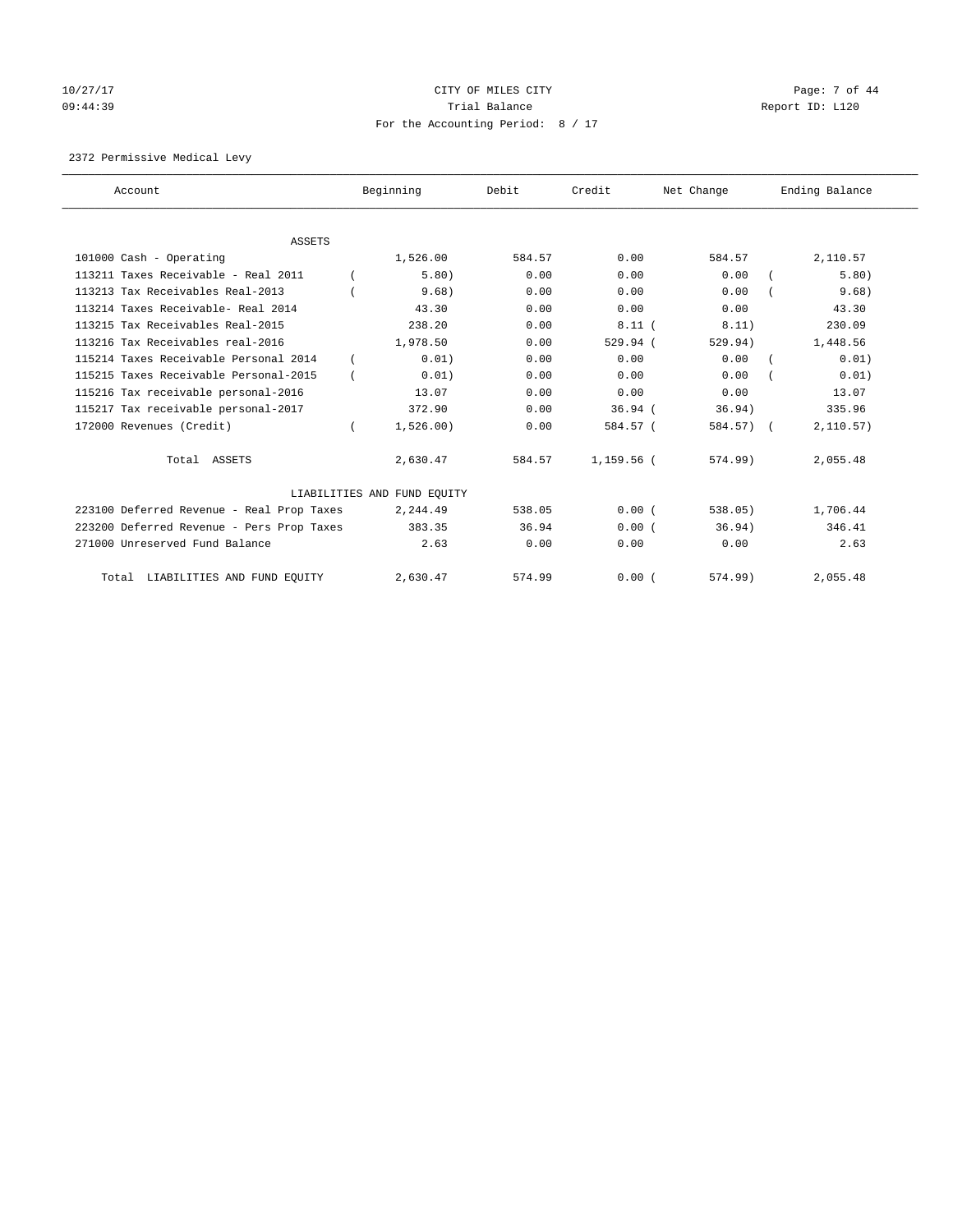# CITY OF MILES CITY

Trial Balance

For the Accounting Period: 8 / 17

10/27/17 09:44:39 — Report ID: L120

2372 Permissive Medical Levy

| Account | Beginning | Debit | Credit | Net Change | Ending Balance |
|---|---|---|---|---|---|
| **ASSETS** | | | | | |
| 101000 Cash - Operating | 1,526.00 | 584.57 | 0.00 | 584.57 | 2,110.57 |
| 113211 Taxes Receivable - Real 2011 | ( 5.80) | 0.00 | 0.00 | 0.00 | ( 5.80) |
| 113213 Tax Receivables Real-2013 | ( 9.68) | 0.00 | 0.00 | 0.00 | ( 9.68) |
| 113214 Taxes Receivable- Real 2014 | 43.30 | 0.00 | 0.00 | 0.00 | 43.30 |
| 113215 Tax Receivables Real-2015 | 238.20 | 0.00 | 8.11 | ( 8.11) | 230.09 |
| 113216 Tax Receivables real-2016 | 1,978.50 | 0.00 | 529.94 | ( 529.94) | 1,448.56 |
| 115214 Taxes Receivable Personal 2014 | ( 0.01) | 0.00 | 0.00 | 0.00 | ( 0.01) |
| 115215 Taxes Receivable Personal-2015 | ( 0.01) | 0.00 | 0.00 | 0.00 | ( 0.01) |
| 115216 Tax receivable personal-2016 | 13.07 | 0.00 | 0.00 | 0.00 | 13.07 |
| 115217 Tax receivable personal-2017 | 372.90 | 0.00 | 36.94 | ( 36.94) | 335.96 |
| 172000 Revenues (Credit) | ( 1,526.00) | 0.00 | 584.57 | ( 584.57) | ( 2,110.57) |
| Total ASSETS | 2,630.47 | 584.57 | 1,159.56 | ( 574.99) | 2,055.48 |
| **LIABILITIES AND FUND EQUITY** | | | | | |
| 223100 Deferred Revenue - Real Prop Taxes | 2,244.49 | 538.05 | 0.00 | ( 538.05) | 1,706.44 |
| 223200 Deferred Revenue - Pers Prop Taxes | 383.35 | 36.94 | 0.00 | ( 36.94) | 346.41 |
| 271000 Unreserved Fund Balance | 2.63 | 0.00 | 0.00 | 0.00 | 2.63 |
| Total LIABILITIES AND FUND EQUITY | 2,630.47 | 574.99 | 0.00 | ( 574.99) | 2,055.48 |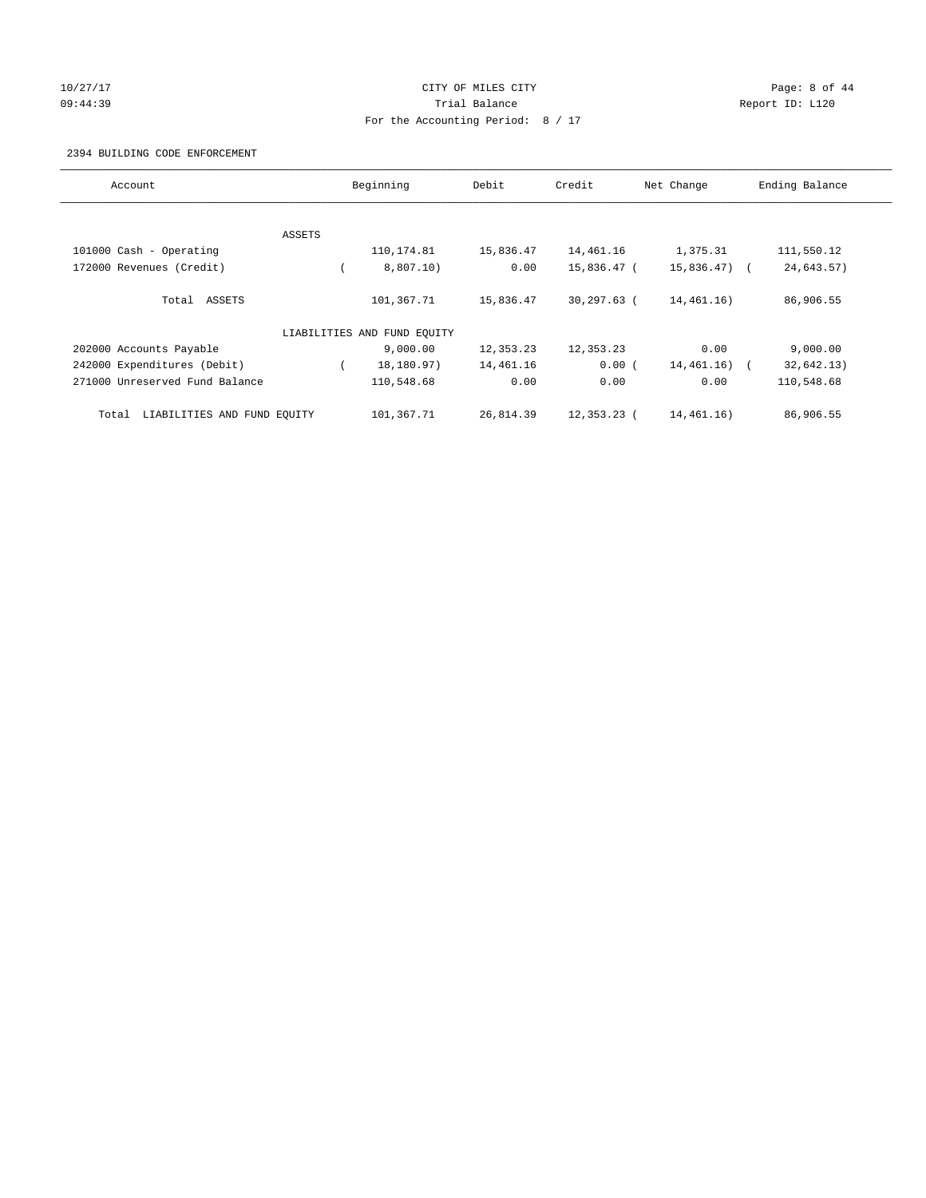CITY OF MILES CITY

Trial Balance

For the Accounting Period: 8 / 17

10/27/17 09:44:39 Report ID: L120

2394 BUILDING CODE ENFORCEMENT

| Account | Beginning | Debit | Credit | Net Change | Ending Balance |
|---|---|---|---|---|---|
| ASSETS | | | | | |
| 101000 Cash - Operating | 110,174.81 | 15,836.47 | 14,461.16 | 1,375.31 | 111,550.12 |
| 172000 Revenues (Credit) | ( 8,807.10) | 0.00 | 15,836.47 | ( 15,836.47) | ( 24,643.57) |
| Total ASSETS | 101,367.71 | 15,836.47 | 30,297.63 | ( 14,461.16) | 86,906.55 |
| LIABILITIES AND FUND EQUITY | | | | | |
| 202000 Accounts Payable | 9,000.00 | 12,353.23 | 12,353.23 | 0.00 | 9,000.00 |
| 242000 Expenditures (Debit) | ( 18,180.97) | 14,461.16 | 0.00 | ( 14,461.16) | ( 32,642.13) |
| 271000 Unreserved Fund Balance | 110,548.68 | 0.00 | 0.00 | 0.00 | 110,548.68 |
| Total LIABILITIES AND FUND EQUITY | 101,367.71 | 26,814.39 | 12,353.23 | ( 14,461.16) | 86,906.55 |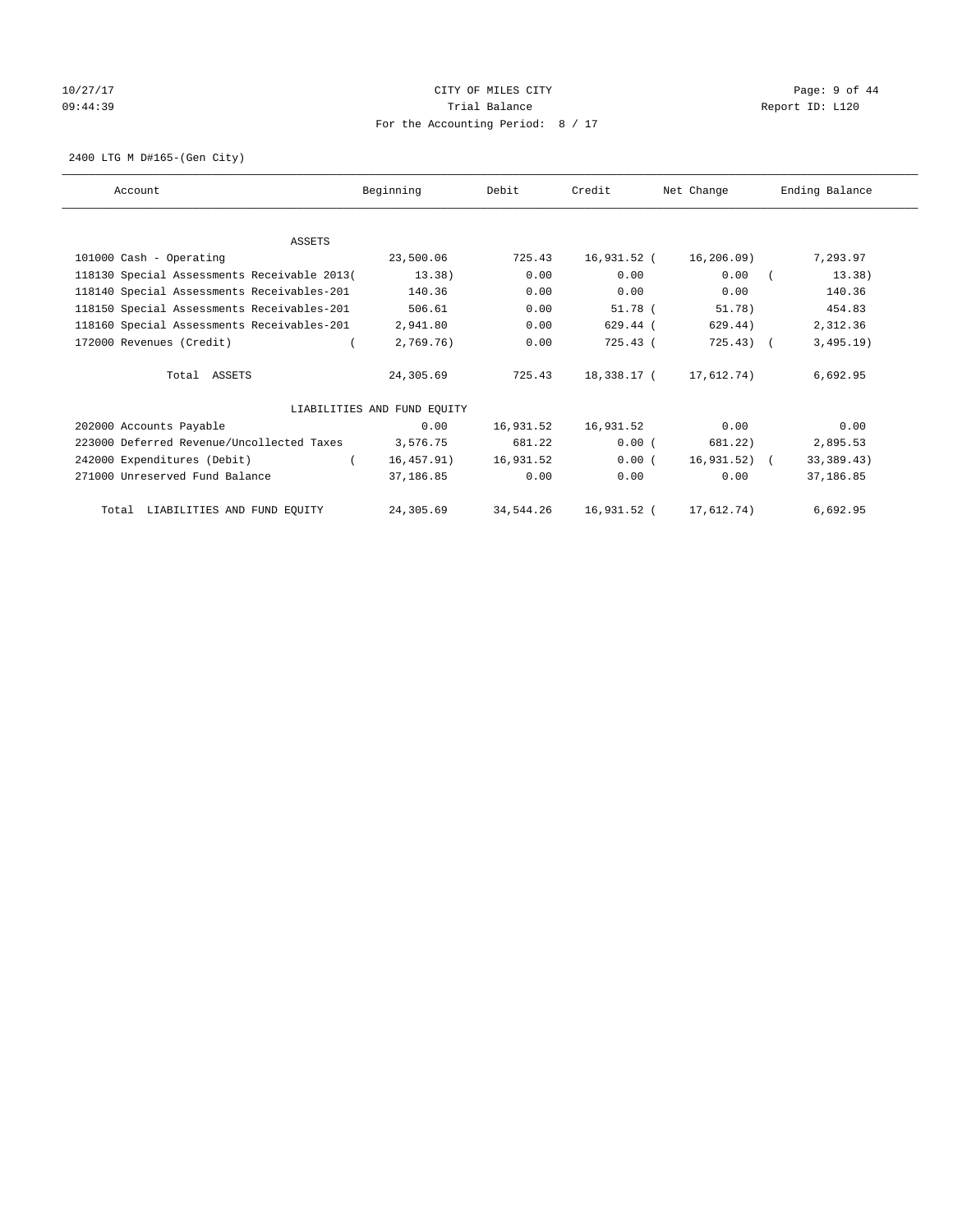10/27/17 CITY OF MILES CITY
09:44:39 Trial Balance Report ID: L120
For the Accounting Period: 8 / 17

2400 LTG M D#165-(Gen City)

| Account | Beginning | Debit | Credit | Net Change | Ending Balance |
|---|---|---|---|---|---|
| ASSETS | | | | | |
| 101000 Cash - Operating | 23,500.06 | 725.43 | 16,931.52 | (16,206.09) | 7,293.97 |
| 118130 Special Assessments Receivable 2013 | (13.38) | 0.00 | 0.00 | 0.00 | (13.38) |
| 118140 Special Assessments Receivables-201 | 140.36 | 0.00 | 0.00 | 0.00 | 140.36 |
| 118150 Special Assessments Receivables-201 | 506.61 | 0.00 | 51.78 | (51.78) | 454.83 |
| 118160 Special Assessments Receivables-201 | 2,941.80 | 0.00 | 629.44 | (629.44) | 2,312.36 |
| 172000 Revenues (Credit) | (2,769.76) | 0.00 | 725.43 | (725.43) | (3,495.19) |
| Total ASSETS | 24,305.69 | 725.43 | 18,338.17 | (17,612.74) | 6,692.95 |
| LIABILITIES AND FUND EQUITY | | | | | |
| 202000 Accounts Payable | 0.00 | 16,931.52 | 16,931.52 | 0.00 | 0.00 |
| 223000 Deferred Revenue/Uncollected Taxes | 3,576.75 | 681.22 | 0.00 | (681.22) | 2,895.53 |
| 242000 Expenditures (Debit) | (16,457.91) | 16,931.52 | 0.00 | (16,931.52) | (33,389.43) |
| 271000 Unreserved Fund Balance | 37,186.85 | 0.00 | 0.00 | 0.00 | 37,186.85 |
| Total LIABILITIES AND FUND EQUITY | 24,305.69 | 34,544.26 | 16,931.52 | (17,612.74) | 6,692.95 |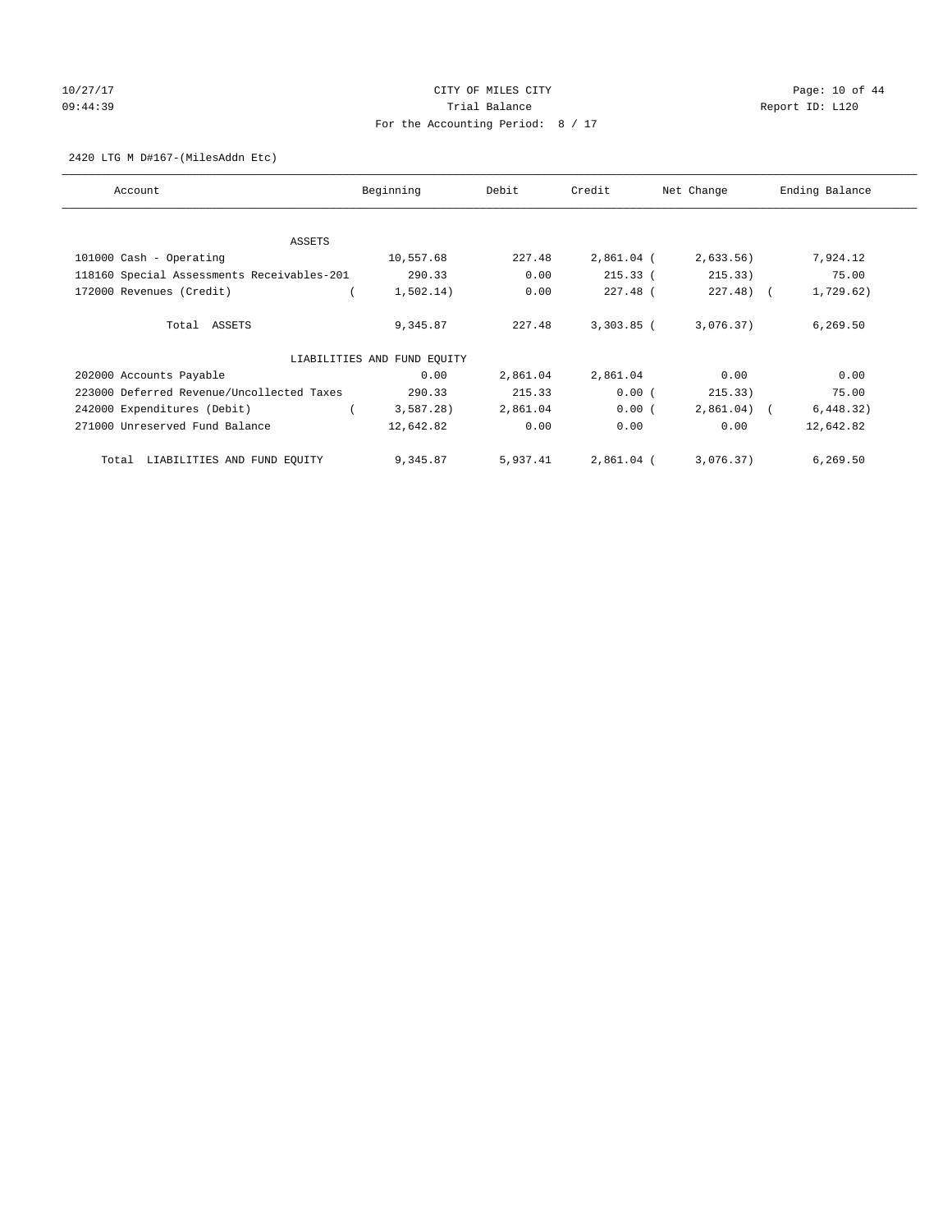CITY OF MILES CITY

Trial Balance

For the Accounting Period: 8 / 17

10/27/17
09:44:39

Report ID: L120

2420 LTG M D#167-(MilesAddn Etc)

| Account | Beginning | Debit | Credit | Net Change | Ending Balance |
|---|---|---|---|---|---|
| ASSETS | | | | | |
| 101000 Cash - Operating | 10,557.68 | 227.48 | 2,861.04 | ( 2,633.56) | 7,924.12 |
| 118160 Special Assessments Receivables-201 | 290.33 | 0.00 | 215.33 | ( 215.33) | 75.00 |
| 172000 Revenues (Credit) | ( 1,502.14) | 0.00 | 227.48 | ( 227.48) | ( 1,729.62) |
| Total ASSETS | 9,345.87 | 227.48 | 3,303.85 | ( 3,076.37) | 6,269.50 |
| LIABILITIES AND FUND EQUITY | | | | | |
| 202000 Accounts Payable | 0.00 | 2,861.04 | 2,861.04 | 0.00 | 0.00 |
| 223000 Deferred Revenue/Uncollected Taxes | 290.33 | 215.33 | 0.00 | ( 215.33) | 75.00 |
| 242000 Expenditures (Debit) | ( 3,587.28) | 2,861.04 | 0.00 | ( 2,861.04) | ( 6,448.32) |
| 271000 Unreserved Fund Balance | 12,642.82 | 0.00 | 0.00 | 0.00 | 12,642.82 |
| Total LIABILITIES AND FUND EQUITY | 9,345.87 | 5,937.41 | 2,861.04 | ( 3,076.37) | 6,269.50 |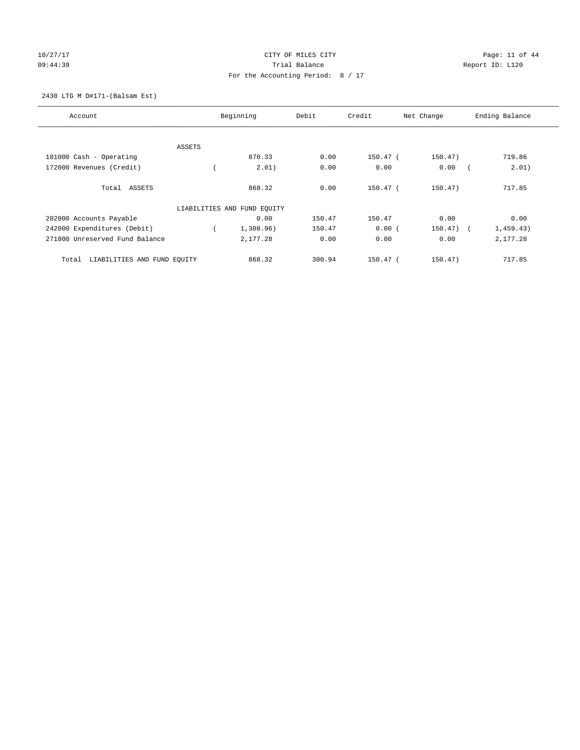CITY OF MILES CITY

Trial Balance

For the Accounting Period: 8 / 17

10/27/17 09:44:39 — Report ID: L120

2430 LTG M D#171-(Balsam Est)

| Account | Beginning | Debit | Credit | Net Change | Ending Balance |
|---|---|---|---|---|---|
| ASSETS | | | | | |
| 101000 Cash - Operating | 870.33 | 0.00 | 150.47 | ( 150.47) | 719.86 |
| 172000 Revenues (Credit) | ( 2.01) | 0.00 | 0.00 | 0.00 | ( 2.01) |
| Total ASSETS | 868.32 | 0.00 | 150.47 | ( 150.47) | 717.85 |
| LIABILITIES AND FUND EQUITY | | | | | |
| 202000 Accounts Payable | 0.00 | 150.47 | 150.47 | 0.00 | 0.00 |
| 242000 Expenditures (Debit) | ( 1,308.96) | 150.47 | 0.00 | ( 150.47) | ( 1,459.43) |
| 271000 Unreserved Fund Balance | 2,177.28 | 0.00 | 0.00 | 0.00 | 2,177.28 |
| Total LIABILITIES AND FUND EQUITY | 868.32 | 300.94 | 150.47 | ( 150.47) | 717.85 |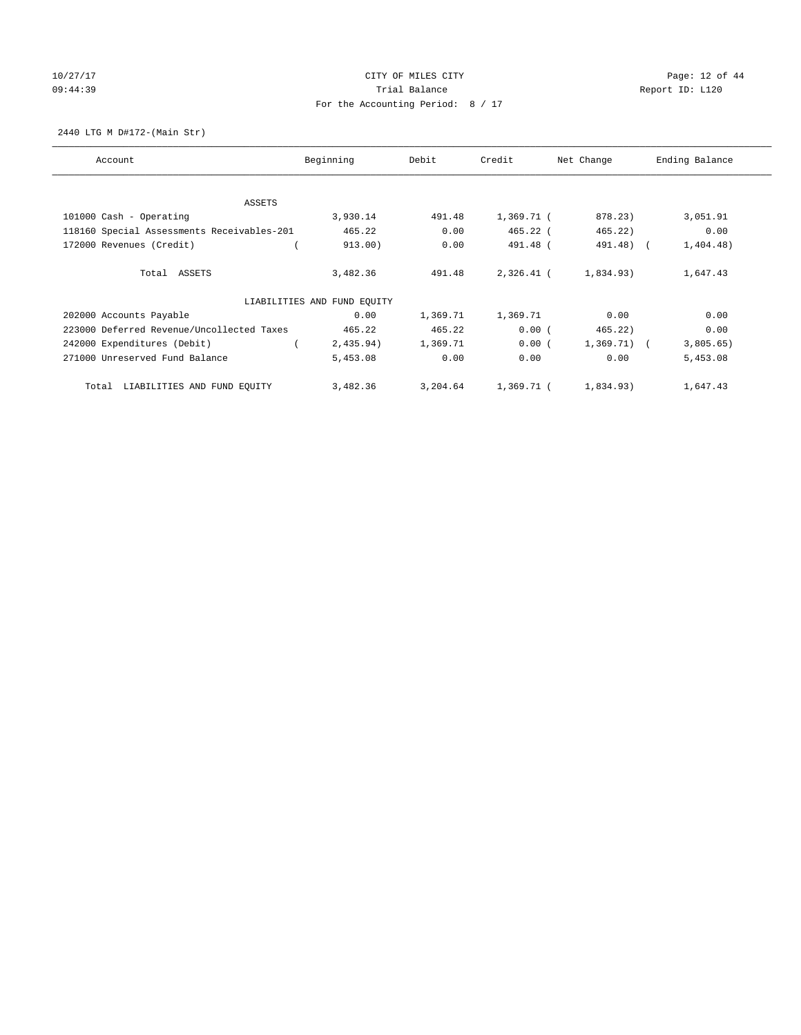CITY OF MILES CITY

Trial Balance

For the Accounting Period: 8 / 17

10/27/17 09:44:39 — Report ID: L120

2440 LTG M D#172-(Main Str)

| Account | Beginning | Debit | Credit | Net Change | Ending Balance |
|---|---|---|---|---|---|
| ASSETS | | | | | |
| 101000 Cash - Operating | 3,930.14 | 491.48 | 1,369.71 | ( 878.23) | 3,051.91 |
| 118160 Special Assessments Receivables-201 | 465.22 | 0.00 | 465.22 | ( 465.22) | 0.00 |
| 172000 Revenues (Credit) | ( 913.00) | 0.00 | 491.48 | ( 491.48) | ( 1,404.48) |
| Total ASSETS | 3,482.36 | 491.48 | 2,326.41 | ( 1,834.93) | 1,647.43 |
| LIABILITIES AND FUND EQUITY | | | | | |
| 202000 Accounts Payable | 0.00 | 1,369.71 | 1,369.71 | 0.00 | 0.00 |
| 223000 Deferred Revenue/Uncollected Taxes | 465.22 | 465.22 | 0.00 | ( 465.22) | 0.00 |
| 242000 Expenditures (Debit) | ( 2,435.94) | 1,369.71 | 0.00 | ( 1,369.71) | ( 3,805.65) |
| 271000 Unreserved Fund Balance | 5,453.08 | 0.00 | 0.00 | 0.00 | 5,453.08 |
| Total LIABILITIES AND FUND EQUITY | 3,482.36 | 3,204.64 | 1,369.71 | ( 1,834.93) | 1,647.43 |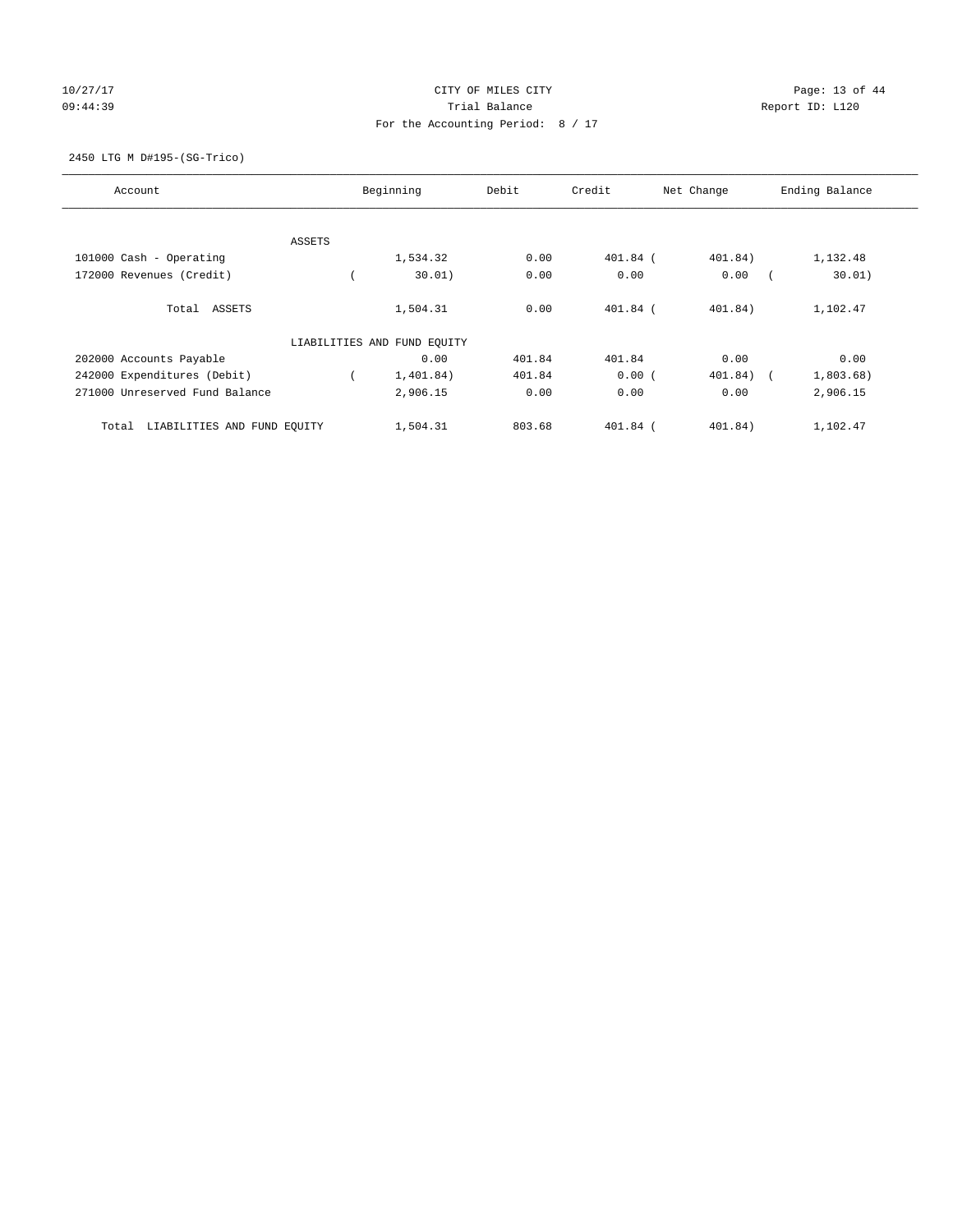CITY OF MILES CITY
Trial Balance
For the Accounting Period: 8 / 17

10/27/17
09:44:39

Report ID: L120

2450 LTG M D#195-(SG-Trico)

| Account | Beginning | Debit | Credit | Net Change | Ending Balance |
|---|---|---|---|---|---|
| ASSETS | | | | | |
| 101000 Cash - Operating | 1,534.32 | 0.00 | 401.84 | ( 401.84) | 1,132.48 |
| 172000 Revenues (Credit) | ( 30.01) | 0.00 | 0.00 | 0.00 | ( 30.01) |
| Total ASSETS | 1,504.31 | 0.00 | 401.84 | ( 401.84) | 1,102.47 |
| LIABILITIES AND FUND EQUITY | | | | | |
| 202000 Accounts Payable | 0.00 | 401.84 | 401.84 | 0.00 | 0.00 |
| 242000 Expenditures (Debit) | ( 1,401.84) | 401.84 | 0.00 | ( 401.84) | ( 1,803.68) |
| 271000 Unreserved Fund Balance | 2,906.15 | 0.00 | 0.00 | 0.00 | 2,906.15 |
| Total LIABILITIES AND FUND EQUITY | 1,504.31 | 803.68 | 401.84 | ( 401.84) | 1,102.47 |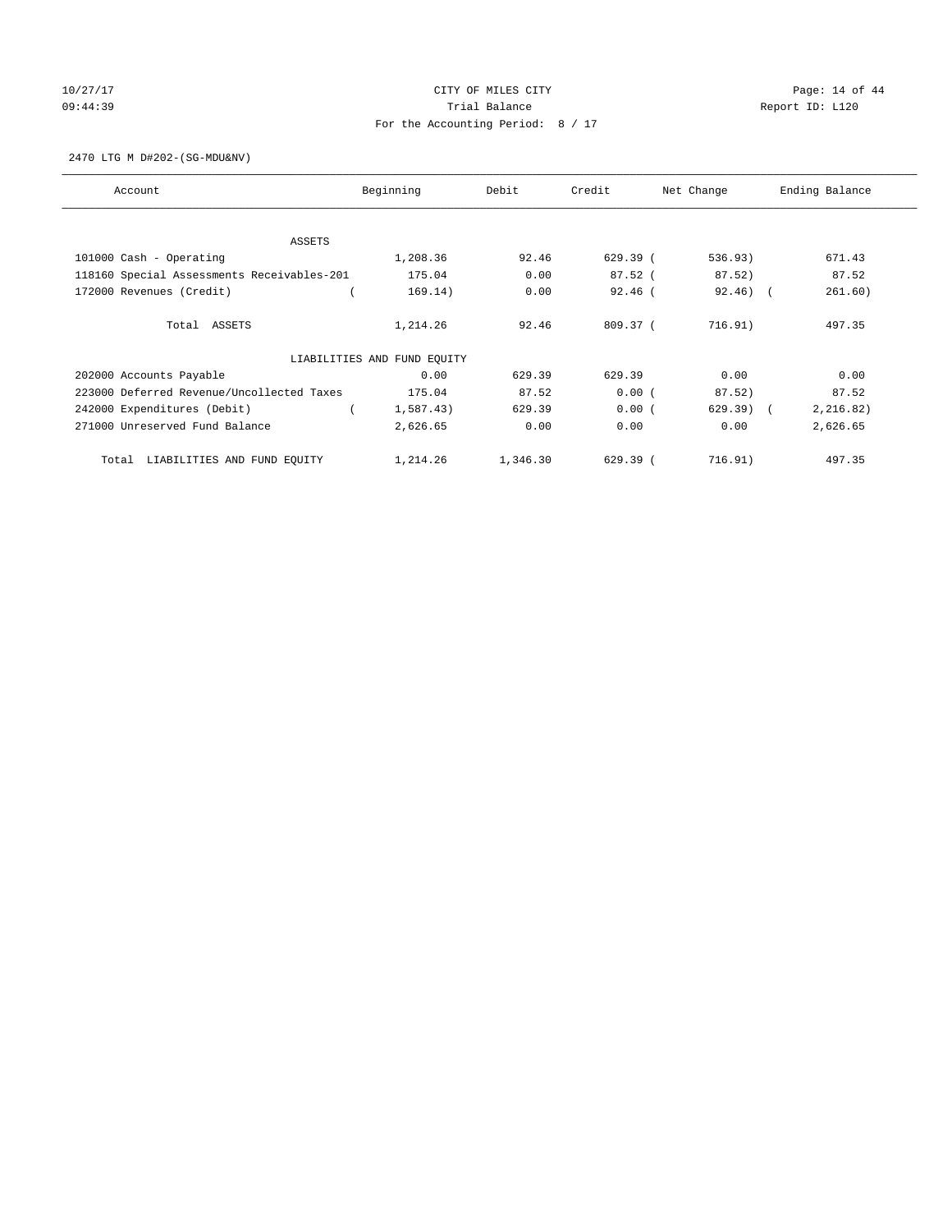CITY OF MILES CITY

Trial Balance

For the Accounting Period: 8 / 17

10/27/17 09:44:39 — Report ID: L120

2470 LTG M D#202-(SG-MDU&NV)

| Account | Beginning | Debit | Credit | Net Change | Ending Balance |
|---|---|---|---|---|---|
| ASSETS | | | | | |
| 101000 Cash - Operating | 1,208.36 | 92.46 | 629.39 | ( 536.93) | 671.43 |
| 118160 Special Assessments Receivables-201 | 175.04 | 0.00 | 87.52 | ( 87.52) | 87.52 |
| 172000 Revenues (Credit) | ( 169.14) | 0.00 | 92.46 | ( 92.46) | ( 261.60) |
| Total ASSETS | 1,214.26 | 92.46 | 809.37 | ( 716.91) | 497.35 |
| LIABILITIES AND FUND EQUITY | | | | | |
| 202000 Accounts Payable | 0.00 | 629.39 | 629.39 | 0.00 | 0.00 |
| 223000 Deferred Revenue/Uncollected Taxes | 175.04 | 87.52 | 0.00 | ( 87.52) | 87.52 |
| 242000 Expenditures (Debit) | ( 1,587.43) | 629.39 | 0.00 | ( 629.39) | ( 2,216.82) |
| 271000 Unreserved Fund Balance | 2,626.65 | 0.00 | 0.00 | 0.00 | 2,626.65 |
| Total LIABILITIES AND FUND EQUITY | 1,214.26 | 1,346.30 | 629.39 | ( 716.91) | 497.35 |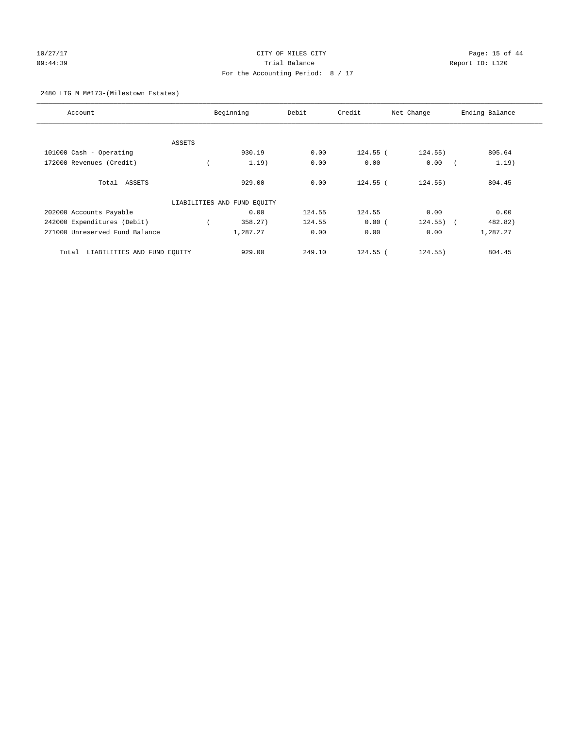CITY OF MILES CITY
Trial Balance
For the Accounting Period: 8 / 17

10/27/17
09:44:39

Report ID: L120

2480 LTG M M#173-(Milestown Estates)

| Account | Beginning | Debit | Credit | Net Change | Ending Balance |
|---|---|---|---|---|---|
| ASSETS | | | | | |
| 101000 Cash - Operating | 930.19 | 0.00 | 124.55 | ( 124.55) | 805.64 |
| 172000 Revenues (Credit) | ( 1.19) | 0.00 | 0.00 | 0.00 | ( 1.19) |
| Total ASSETS | 929.00 | 0.00 | 124.55 | ( 124.55) | 804.45 |
| LIABILITIES AND FUND EQUITY | | | | | |
| 202000 Accounts Payable | 0.00 | 124.55 | 124.55 | 0.00 | 0.00 |
| 242000 Expenditures (Debit) | ( 358.27) | 124.55 | 0.00 | ( 124.55) | ( 482.82) |
| 271000 Unreserved Fund Balance | 1,287.27 | 0.00 | 0.00 | 0.00 | 1,287.27 |
| Total LIABILITIES AND FUND EQUITY | 929.00 | 249.10 | 124.55 | ( 124.55) | 804.45 |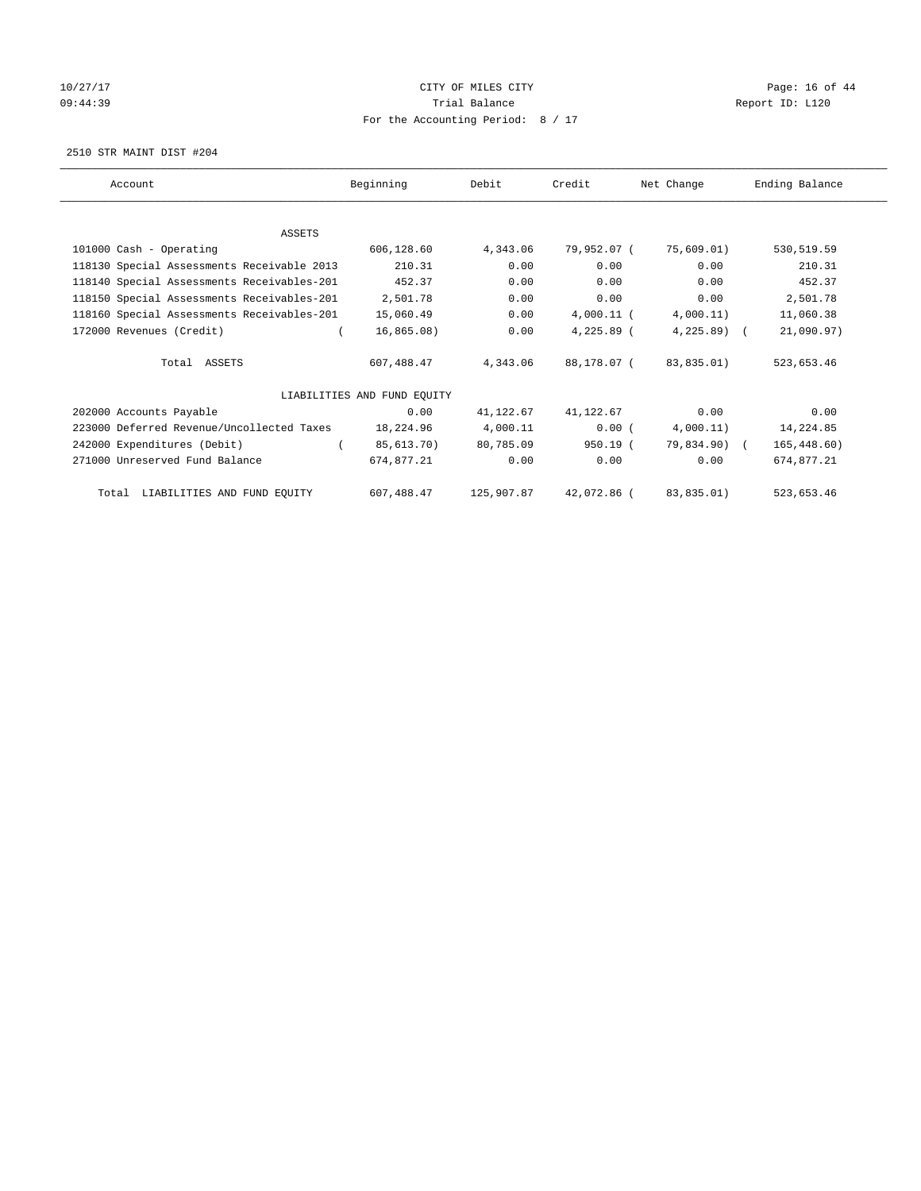CITY OF MILES CITY

Trial Balance

For the Accounting Period: 8 / 17

10/27/17 09:44:39 — Report ID: L120

2510 STR MAINT DIST #204

| Account | Beginning | Debit | Credit | Net Change | Ending Balance |
|---|---|---|---|---|---|
| **ASSETS** | | | | | |
| 101000 Cash - Operating | 606,128.60 | 4,343.06 | 79,952.07 | (75,609.01) | 530,519.59 |
| 118130 Special Assessments Receivable 2013 | 210.31 | 0.00 | 0.00 | 0.00 | 210.31 |
| 118140 Special Assessments Receivables-201 | 452.37 | 0.00 | 0.00 | 0.00 | 452.37 |
| 118150 Special Assessments Receivables-201 | 2,501.78 | 0.00 | 0.00 | 0.00 | 2,501.78 |
| 118160 Special Assessments Receivables-201 | 15,060.49 | 0.00 | 4,000.11 | (4,000.11) | 11,060.38 |
| 172000 Revenues (Credit) | (16,865.08) | 0.00 | 4,225.89 | (4,225.89) | (21,090.97) |
| Total ASSETS | 607,488.47 | 4,343.06 | 88,178.07 | (83,835.01) | 523,653.46 |
| **LIABILITIES AND FUND EQUITY** | | | | | |
| 202000 Accounts Payable | 0.00 | 41,122.67 | 41,122.67 | 0.00 | 0.00 |
| 223000 Deferred Revenue/Uncollected Taxes | 18,224.96 | 4,000.11 | 0.00 | (4,000.11) | 14,224.85 |
| 242000 Expenditures (Debit) | (85,613.70) | 80,785.09 | 950.19 | (79,834.90) | (165,448.60) |
| 271000 Unreserved Fund Balance | 674,877.21 | 0.00 | 0.00 | 0.00 | 674,877.21 |
| Total LIABILITIES AND FUND EQUITY | 607,488.47 | 125,907.87 | 42,072.86 | (83,835.01) | 523,653.46 |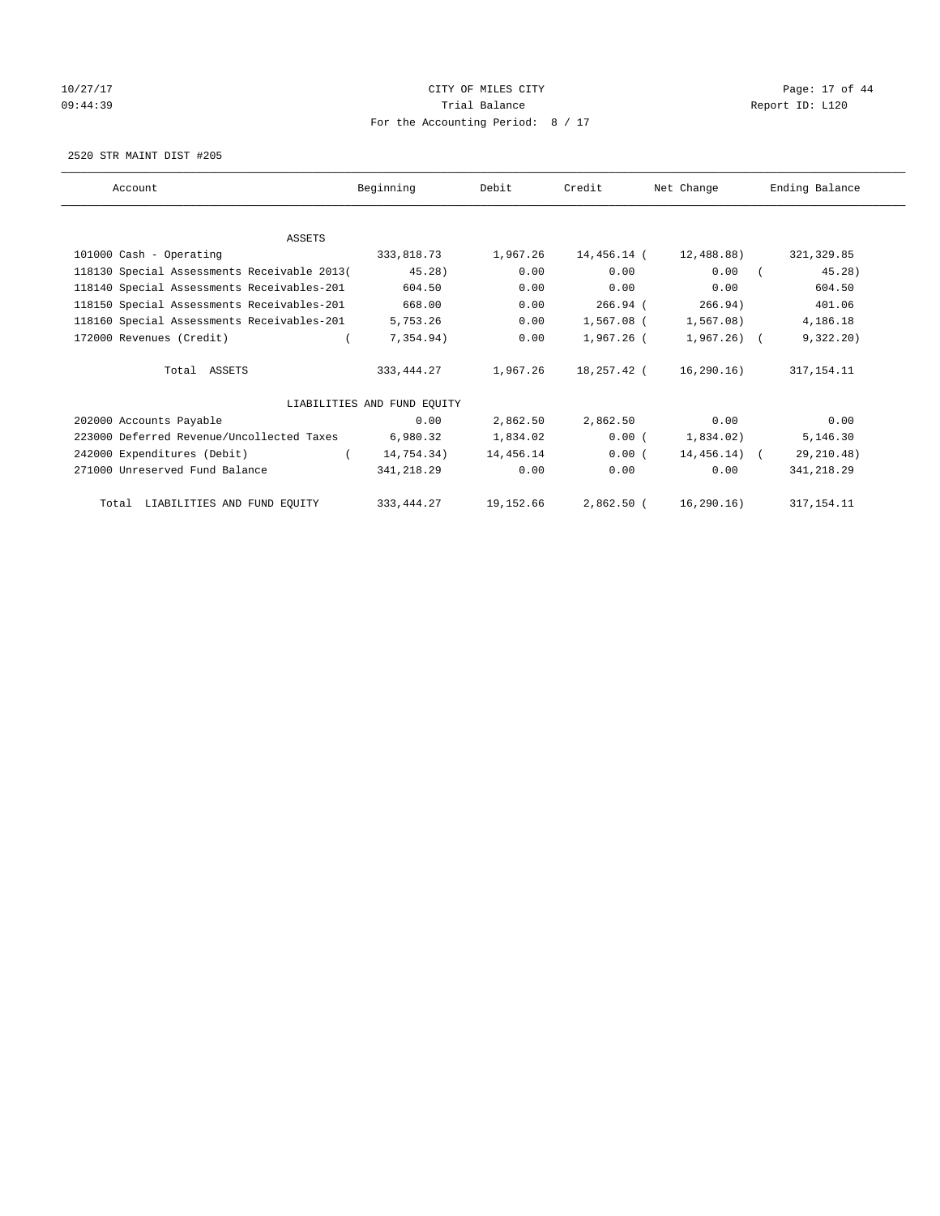10/27/17 CITY OF MILES CITY
09:44:39 Trial Balance Report ID: L120
For the Accounting Period: 8 / 17

2520 STR MAINT DIST #205

| Account | Beginning | Debit | Credit | Net Change | Ending Balance |
|---|---|---|---|---|---|
| ASSETS | | | | | |
| 101000 Cash - Operating | 333,818.73 | 1,967.26 | 14,456.14 | ( 12,488.88) | 321,329.85 |
| 118130 Special Assessments Receivable 2013 | ( 45.28) | 0.00 | 0.00 | 0.00 | ( 45.28) |
| 118140 Special Assessments Receivables-201 | 604.50 | 0.00 | 0.00 | 0.00 | 604.50 |
| 118150 Special Assessments Receivables-201 | 668.00 | 0.00 | 266.94 | ( 266.94) | 401.06 |
| 118160 Special Assessments Receivables-201 | 5,753.26 | 0.00 | 1,567.08 | ( 1,567.08) | 4,186.18 |
| 172000 Revenues (Credit) | ( 7,354.94) | 0.00 | 1,967.26 | ( 1,967.26) | ( 9,322.20) |
| Total ASSETS | 333,444.27 | 1,967.26 | 18,257.42 | ( 16,290.16) | 317,154.11 |
| LIABILITIES AND FUND EQUITY | | | | | |
| 202000 Accounts Payable | 0.00 | 2,862.50 | 2,862.50 | 0.00 | 0.00 |
| 223000 Deferred Revenue/Uncollected Taxes | 6,980.32 | 1,834.02 | 0.00 | ( 1,834.02) | 5,146.30 |
| 242000 Expenditures (Debit) | ( 14,754.34) | 14,456.14 | 0.00 | ( 14,456.14) | ( 29,210.48) |
| 271000 Unreserved Fund Balance | 341,218.29 | 0.00 | 0.00 | 0.00 | 341,218.29 |
| Total LIABILITIES AND FUND EQUITY | 333,444.27 | 19,152.66 | 2,862.50 | ( 16,290.16) | 317,154.11 |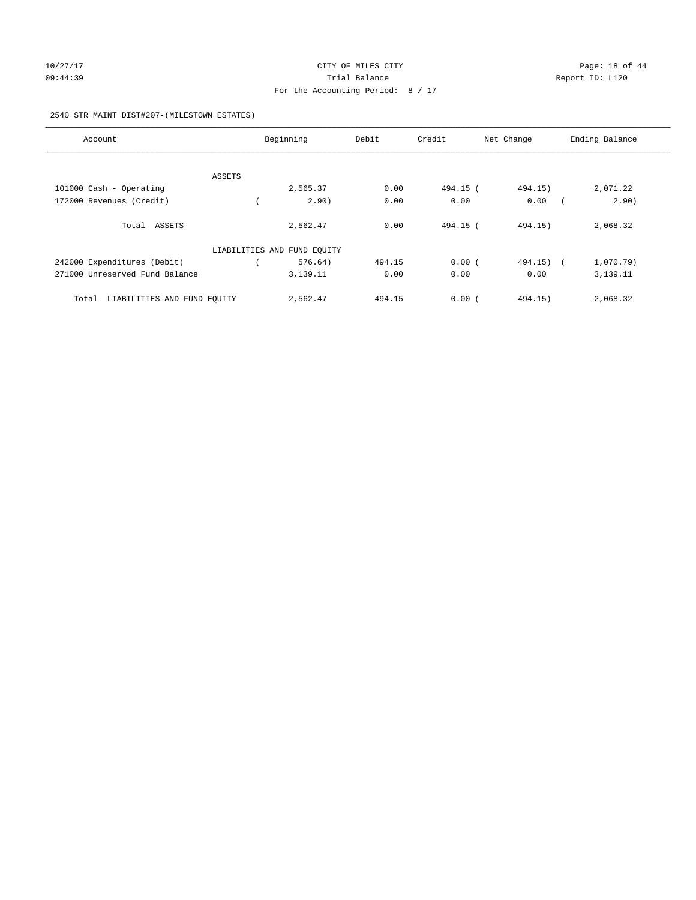CITY OF MILES CITY

Trial Balance

For the Accounting Period: 8 / 17

2540 STR MAINT DIST#207-(MILESTOWN ESTATES)

| Account | Beginning | Debit | Credit | Net Change | Ending Balance |
|---|---|---|---|---|---|
| ASSETS | | | | | |
| 101000 Cash - Operating | 2,565.37 | 0.00 | 494.15 | ( 494.15) | 2,071.22 |
| 172000 Revenues (Credit) | ( 2.90) | 0.00 | 0.00 | 0.00 | ( 2.90) |
| Total ASSETS | 2,562.47 | 0.00 | 494.15 | ( 494.15) | 2,068.32 |
| LIABILITIES AND FUND EQUITY | | | | | |
| 242000 Expenditures (Debit) | ( 576.64) | 494.15 | 0.00 | ( 494.15) | ( 1,070.79) |
| 271000 Unreserved Fund Balance | 3,139.11 | 0.00 | 0.00 | 0.00 | 3,139.11 |
| Total LIABILITIES AND FUND EQUITY | 2,562.47 | 494.15 | 0.00 | ( 494.15) | 2,068.32 |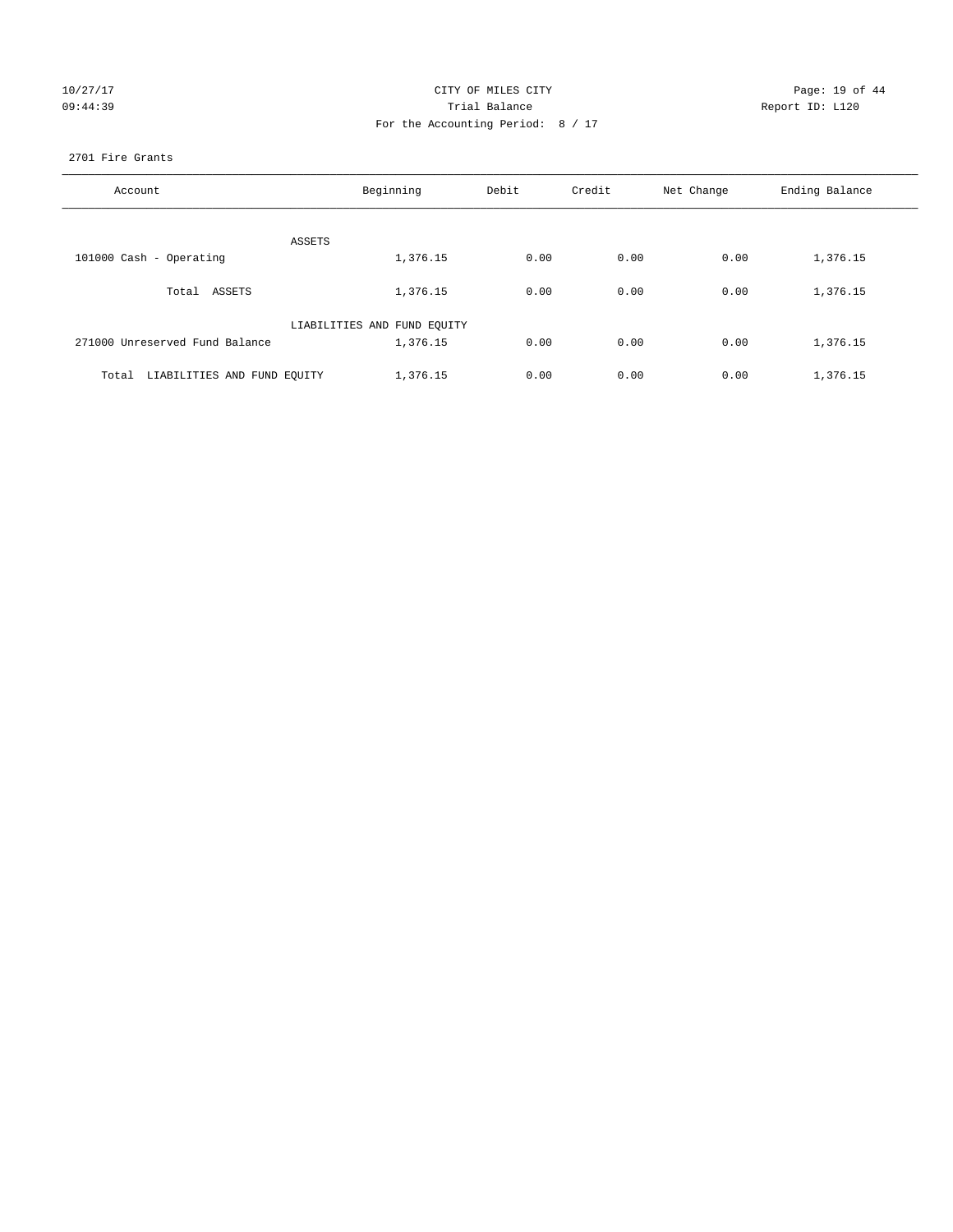CITY OF MILES CITY
Trial Balance
For the Accounting Period: 8 / 17

Report ID: L120

2701 Fire Grants

| Account | Beginning | Debit | Credit | Net Change | Ending Balance |
|---|---|---|---|---|---|
| ASSETS | | | | | |
| 101000 Cash - Operating | 1,376.15 | 0.00 | 0.00 | 0.00 | 1,376.15 |
| Total ASSETS | 1,376.15 | 0.00 | 0.00 | 0.00 | 1,376.15 |
| LIABILITIES AND FUND EQUITY | | | | | |
| 271000 Unreserved Fund Balance | 1,376.15 | 0.00 | 0.00 | 0.00 | 1,376.15 |
| Total LIABILITIES AND FUND EQUITY | 1,376.15 | 0.00 | 0.00 | 0.00 | 1,376.15 |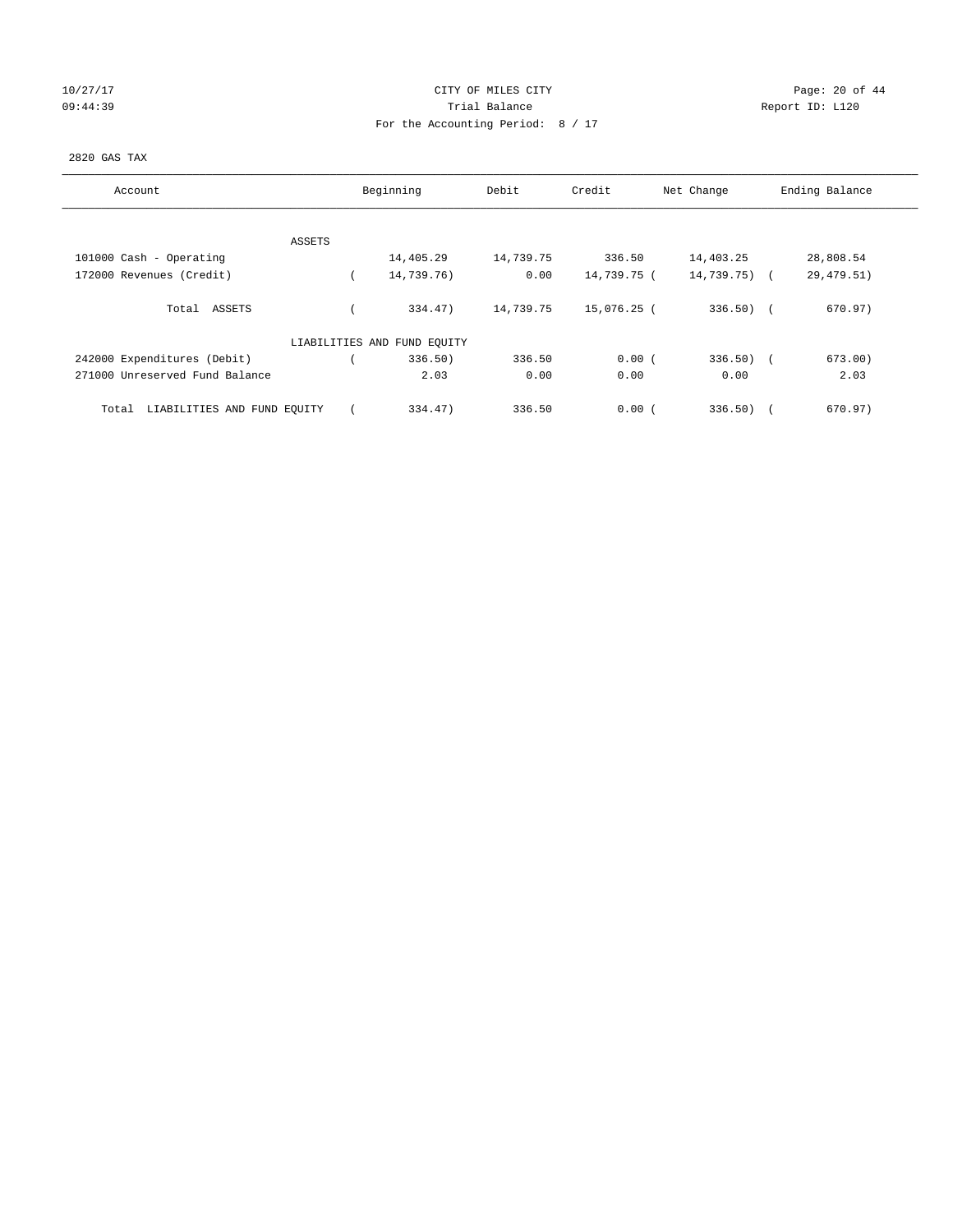CITY OF MILES CITY

Trial Balance

For the Accounting Period: 8 / 17

10/27/17 09:44:39 — Report ID: L120

2820 GAS TAX

| Account | Beginning | Debit | Credit | Net Change | Ending Balance |
|---|---|---|---|---|---|
| ASSETS | | | | | |
| 101000 Cash - Operating | 14,405.29 | 14,739.75 | 336.50 | 14,403.25 | 28,808.54 |
| 172000 Revenues (Credit) | ( 14,739.76) | 0.00 | 14,739.75 | ( 14,739.75) | ( 29,479.51) |
| Total ASSETS | ( 334.47) | 14,739.75 | 15,076.25 | ( 336.50) | ( 670.97) |
| LIABILITIES AND FUND EQUITY | | | | | |
| 242000 Expenditures (Debit) | ( 336.50) | 336.50 | 0.00 | ( 336.50) | ( 673.00) |
| 271000 Unreserved Fund Balance | 2.03 | 0.00 | 0.00 | 0.00 | 2.03 |
| Total LIABILITIES AND FUND EQUITY | ( 334.47) | 336.50 | 0.00 | ( 336.50) | ( 670.97) |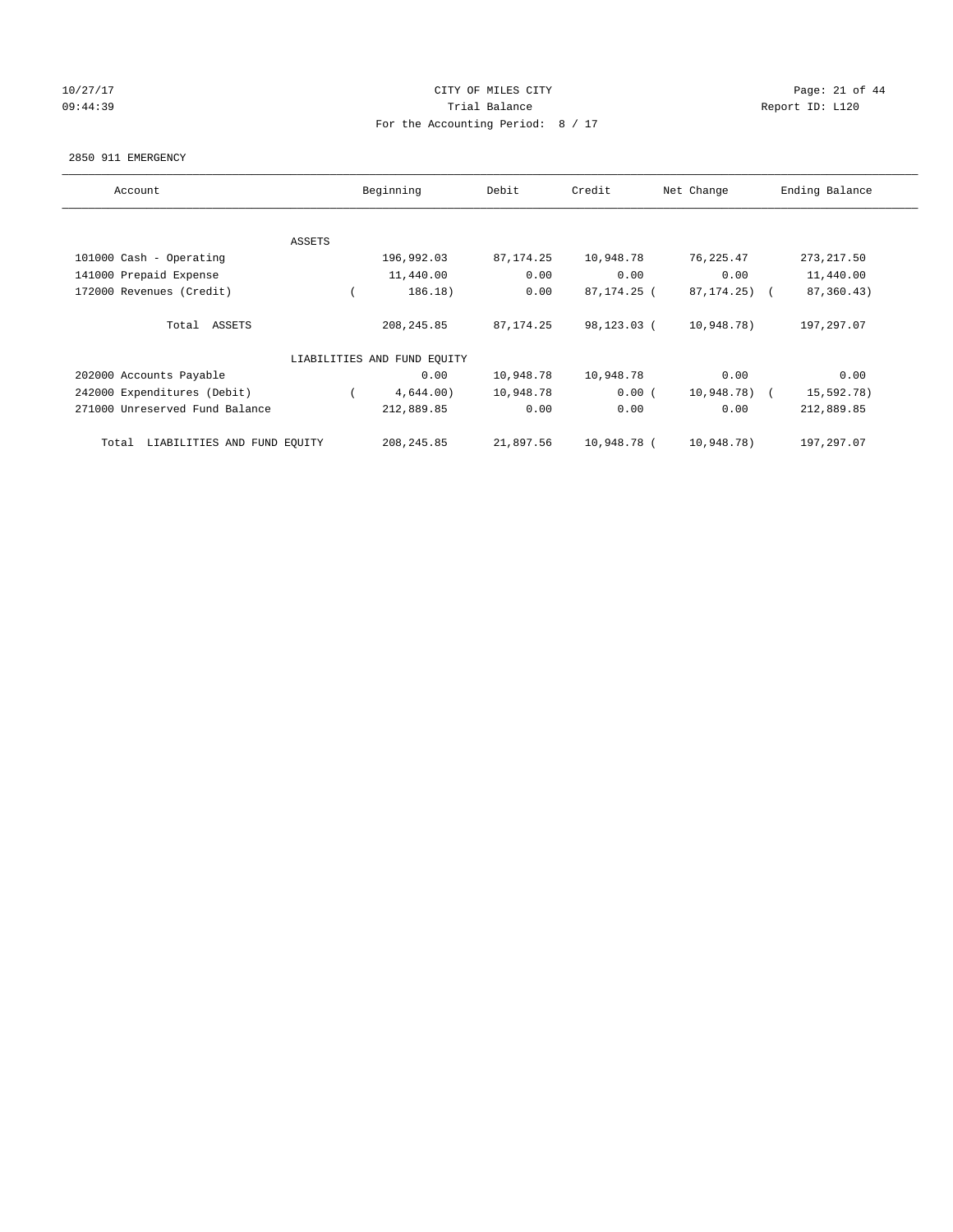CITY OF MILES CITY
Trial Balance
For the Accounting Period: 8 / 17

10/27/17
09:44:39

Report ID: L120

2850 911 EMERGENCY

| Account | Beginning | Debit | Credit | Net Change | Ending Balance |
|---|---|---|---|---|---|
| ASSETS | | | | | |
| 101000 Cash - Operating | 196,992.03 | 87,174.25 | 10,948.78 | 76,225.47 | 273,217.50 |
| 141000 Prepaid Expense | 11,440.00 | 0.00 | 0.00 | 0.00 | 11,440.00 |
| 172000 Revenues (Credit) | ( 186.18) | 0.00 | 87,174.25 | ( 87,174.25) | ( 87,360.43) |
| Total ASSETS | 208,245.85 | 87,174.25 | 98,123.03 | ( 10,948.78) | 197,297.07 |
| LIABILITIES AND FUND EQUITY | | | | | |
| 202000 Accounts Payable | 0.00 | 10,948.78 | 10,948.78 | 0.00 | 0.00 |
| 242000 Expenditures (Debit) | ( 4,644.00) | 10,948.78 | 0.00 | ( 10,948.78) | ( 15,592.78) |
| 271000 Unreserved Fund Balance | 212,889.85 | 0.00 | 0.00 | 0.00 | 212,889.85 |
| Total LIABILITIES AND FUND EQUITY | 208,245.85 | 21,897.56 | 10,948.78 | ( 10,948.78) | 197,297.07 |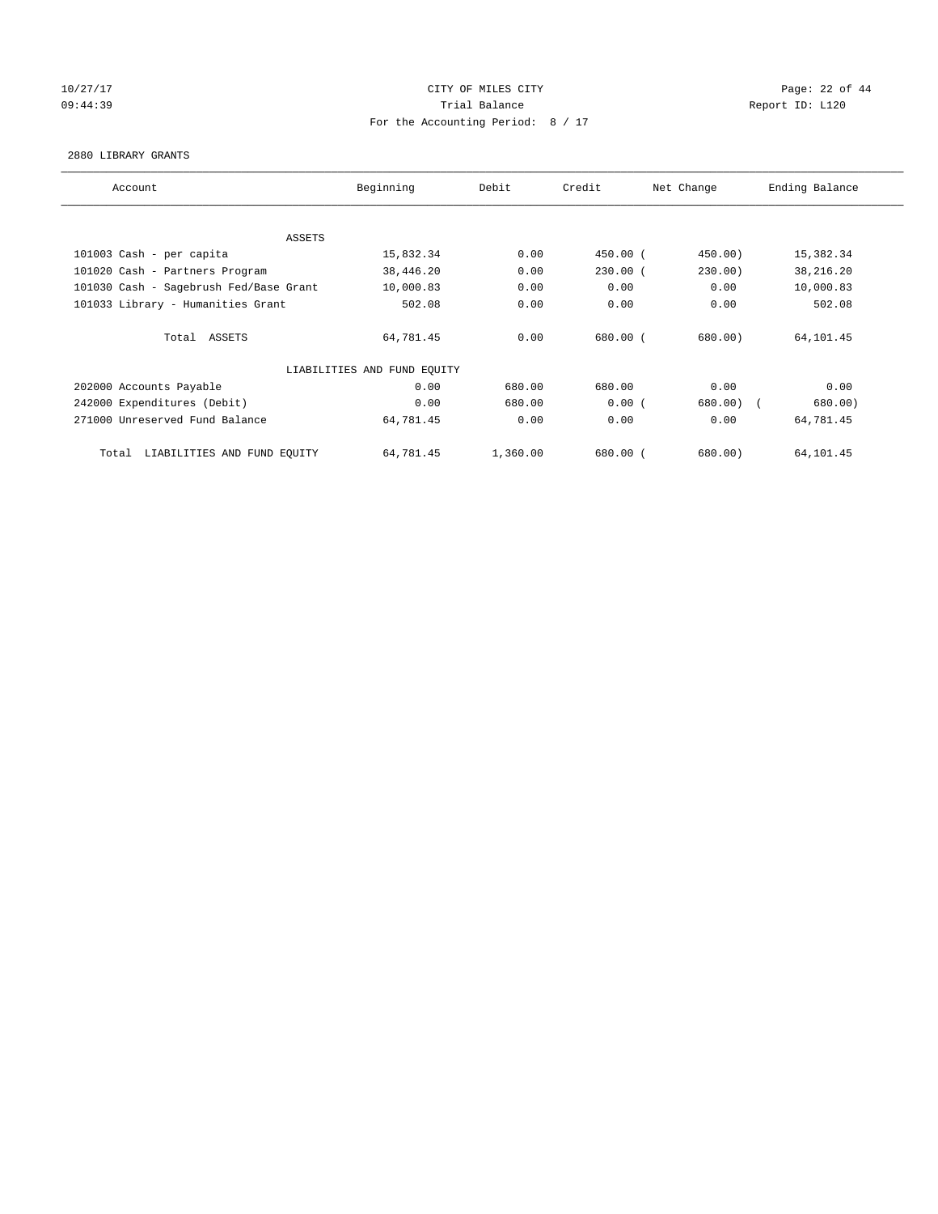CITY OF MILES CITY

Trial Balance

For the Accounting Period: 8 / 17

10/27/17 09:44:39 — Report ID: L120

2880 LIBRARY GRANTS

| Account | Beginning | Debit | Credit | Net Change | Ending Balance |
|---|---|---|---|---|---|
| ASSETS | | | | | |
| 101003 Cash - per capita | 15,832.34 | 0.00 | 450.00 | (450.00) | 15,382.34 |
| 101020 Cash - Partners Program | 38,446.20 | 0.00 | 230.00 | (230.00) | 38,216.20 |
| 101030 Cash - Sagebrush Fed/Base Grant | 10,000.83 | 0.00 | 0.00 | 0.00 | 10,000.83 |
| 101033 Library - Humanities Grant | 502.08 | 0.00 | 0.00 | 0.00 | 502.08 |
| Total ASSETS | 64,781.45 | 0.00 | 680.00 | (680.00) | 64,101.45 |
| LIABILITIES AND FUND EQUITY | | | | | |
| 202000 Accounts Payable | 0.00 | 680.00 | 680.00 | 0.00 | 0.00 |
| 242000 Expenditures (Debit) | 0.00 | 680.00 | 0.00 | (680.00) | (680.00) |
| 271000 Unreserved Fund Balance | 64,781.45 | 0.00 | 0.00 | 0.00 | 64,781.45 |
| Total LIABILITIES AND FUND EQUITY | 64,781.45 | 1,360.00 | 680.00 | (680.00) | 64,101.45 |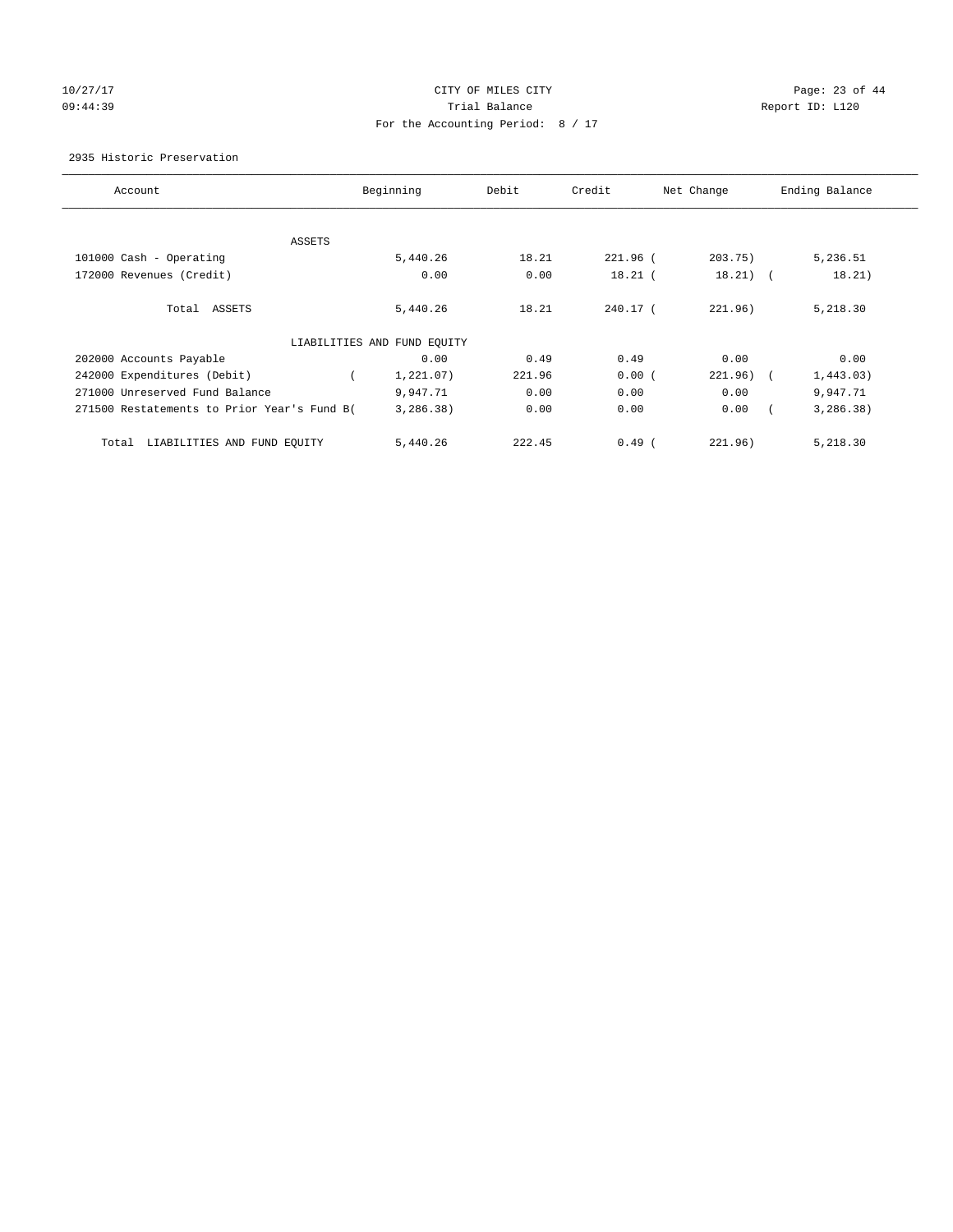CITY OF MILES CITY
Trial Balance
For the Accounting Period: 8 / 17

10/27/17
09:44:39

Report ID: L120

2935 Historic Preservation

| Account | Beginning | Debit | Credit | Net Change | Ending Balance |
|---|---|---|---|---|---|
| ASSETS | | | | | |
| 101000 Cash - Operating | 5,440.26 | 18.21 | 221.96 | ( 203.75) | 5,236.51 |
| 172000 Revenues (Credit) | 0.00 | 0.00 | 18.21 | ( 18.21) | ( 18.21) |
| Total ASSETS | 5,440.26 | 18.21 | 240.17 | ( 221.96) | 5,218.30 |
| LIABILITIES AND FUND EQUITY | | | | | |
| 202000 Accounts Payable | 0.00 | 0.49 | 0.49 | 0.00 | 0.00 |
| 242000 Expenditures (Debit) | ( 1,221.07) | 221.96 | 0.00 | ( 221.96) | ( 1,443.03) |
| 271000 Unreserved Fund Balance | 9,947.71 | 0.00 | 0.00 | 0.00 | 9,947.71 |
| 271500 Restatements to Prior Year's Fund B( | 3,286.38) | 0.00 | 0.00 | 0.00 | ( 3,286.38) |
| Total LIABILITIES AND FUND EQUITY | 5,440.26 | 222.45 | 0.49 | ( 221.96) | 5,218.30 |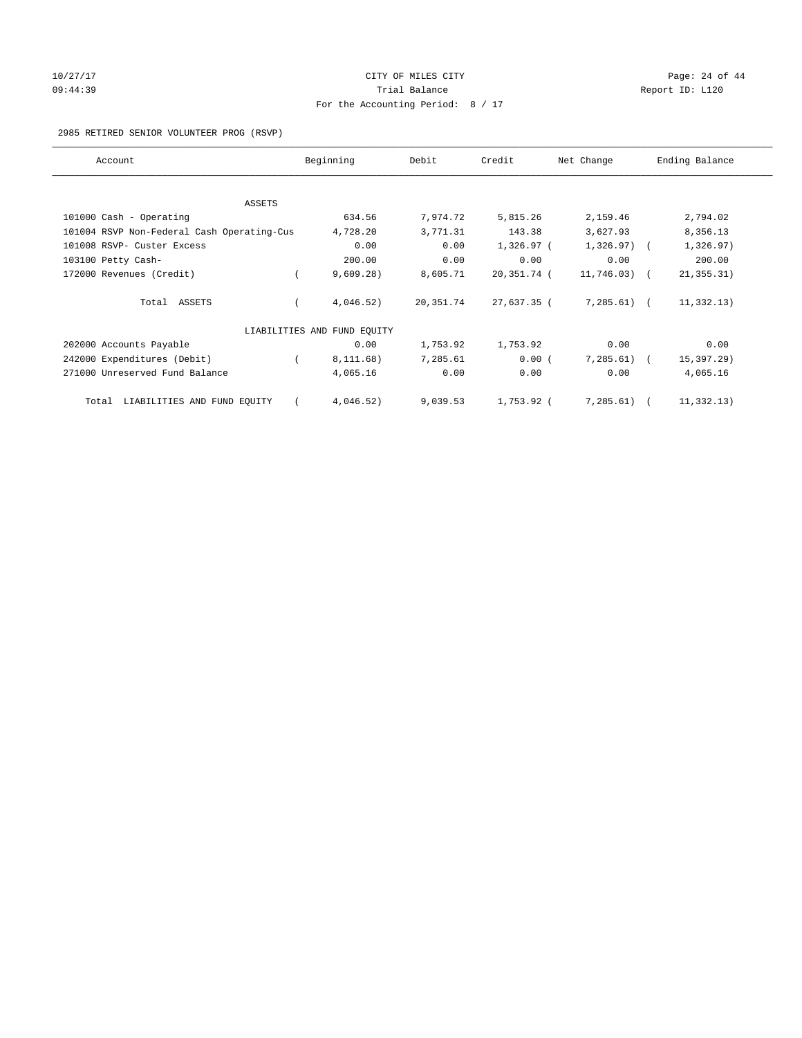CITY OF MILES CITY
Trial Balance
For the Accounting Period: 8 / 17

10/27/17
09:44:39

Report ID: L120

2985 RETIRED SENIOR VOLUNTEER PROG (RSVP)

| Account | Beginning | Debit | Credit | Net Change | Ending Balance |
|---|---|---|---|---|---|
| ASSETS | | | | | |
| 101000 Cash - Operating | 634.56 | 7,974.72 | 5,815.26 | 2,159.46 | 2,794.02 |
| 101004 RSVP Non-Federal Cash Operating-Cus | 4,728.20 | 3,771.31 | 143.38 | 3,627.93 | 8,356.13 |
| 101008 RSVP- Custer Excess | 0.00 | 0.00 | 1,326.97 | ( 1,326.97) | ( 1,326.97) |
| 103100 Petty Cash- | 200.00 | 0.00 | 0.00 | 0.00 | 200.00 |
| 172000 Revenues (Credit) | ( 9,609.28) | 8,605.71 | 20,351.74 | ( 11,746.03) | ( 21,355.31) |
| Total ASSETS | ( 4,046.52) | 20,351.74 | 27,637.35 | ( 7,285.61) | ( 11,332.13) |
| LIABILITIES AND FUND EQUITY | | | | | |
| 202000 Accounts Payable | 0.00 | 1,753.92 | 1,753.92 | 0.00 | 0.00 |
| 242000 Expenditures (Debit) | ( 8,111.68) | 7,285.61 | 0.00 | ( 7,285.61) | ( 15,397.29) |
| 271000 Unreserved Fund Balance | 4,065.16 | 0.00 | 0.00 | 0.00 | 4,065.16 |
| Total LIABILITIES AND FUND EQUITY | ( 4,046.52) | 9,039.53 | 1,753.92 | ( 7,285.61) | ( 11,332.13) |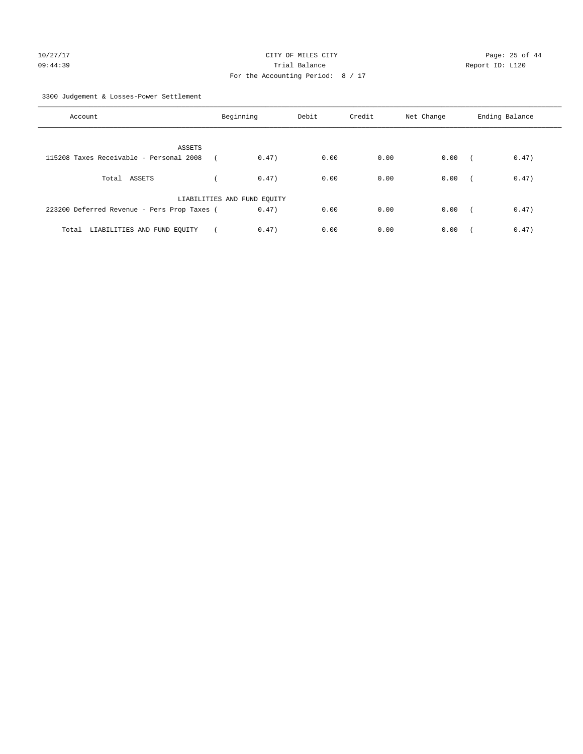CITY OF MILES CITY
Trial Balance
For the Accounting Period: 8 / 17

10/27/17
09:44:39

Report ID: L120

3300 Judgement & Losses-Power Settlement

| Account | Beginning | Debit | Credit | Net Change | Ending Balance |
|---|---|---|---|---|---|
| ASSETS | | | | | |
| 115208 Taxes Receivable - Personal 2008 | ( 0.47) | 0.00 | 0.00 | 0.00 | ( 0.47) |
| Total ASSETS | ( 0.47) | 0.00 | 0.00 | 0.00 | ( 0.47) |
| LIABILITIES AND FUND EQUITY | | | | | |
| 223200 Deferred Revenue - Pers Prop Taxes | ( 0.47) | 0.00 | 0.00 | 0.00 | ( 0.47) |
| Total LIABILITIES AND FUND EQUITY | ( 0.47) | 0.00 | 0.00 | 0.00 | ( 0.47) |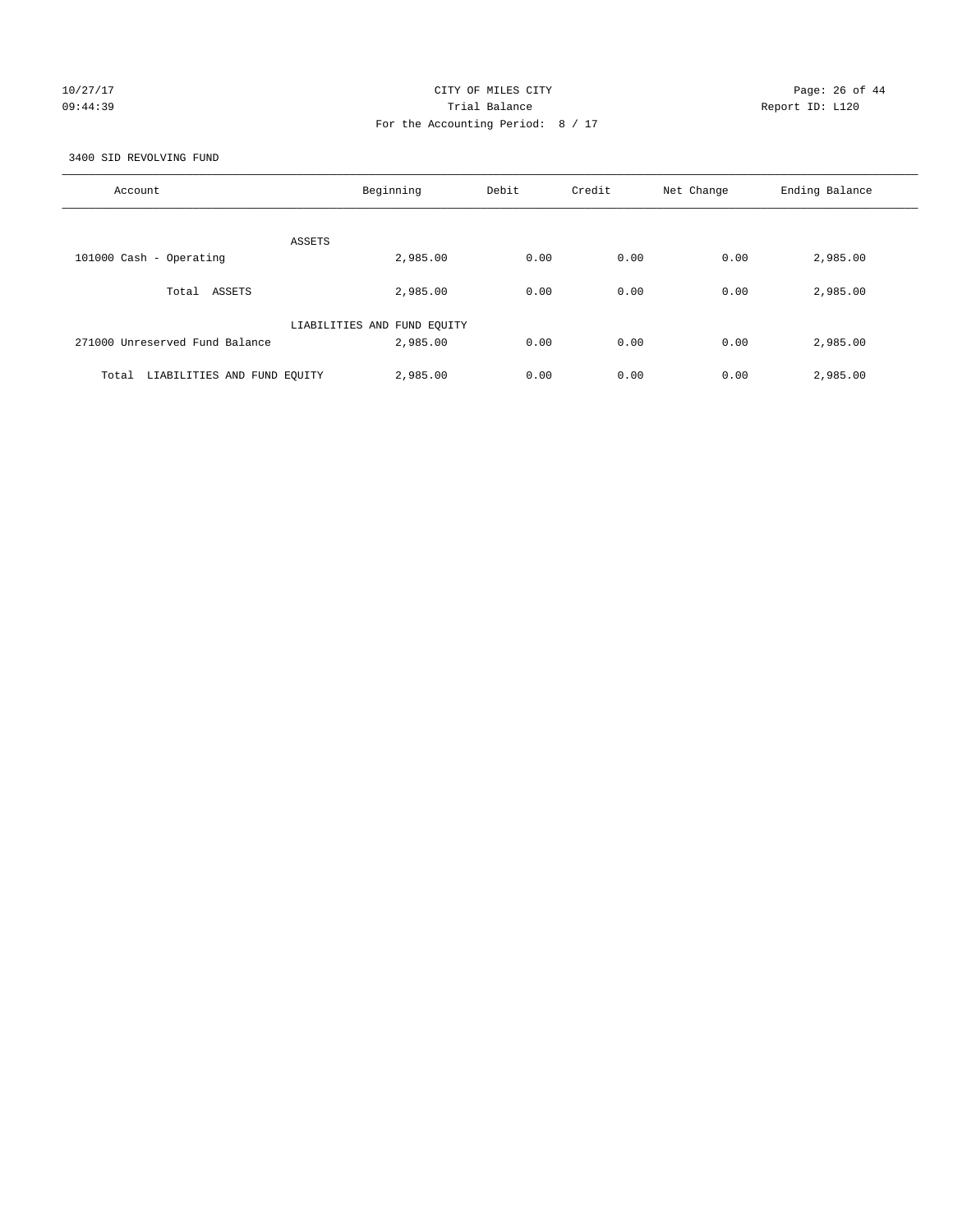CITY OF MILES CITY

Trial Balance

For the Accounting Period: 8 / 17

10/27/17 09:44:39 Report ID: L120

3400 SID REVOLVING FUND

| Account | Beginning | Debit | Credit | Net Change | Ending Balance |
|---|---|---|---|---|---|
| ASSETS | | | | | |
| 101000 Cash - Operating | 2,985.00 | 0.00 | 0.00 | 0.00 | 2,985.00 |
| Total ASSETS | 2,985.00 | 0.00 | 0.00 | 0.00 | 2,985.00 |
| LIABILITIES AND FUND EQUITY | | | | | |
| 271000 Unreserved Fund Balance | 2,985.00 | 0.00 | 0.00 | 0.00 | 2,985.00 |
| Total LIABILITIES AND FUND EQUITY | 2,985.00 | 0.00 | 0.00 | 0.00 | 2,985.00 |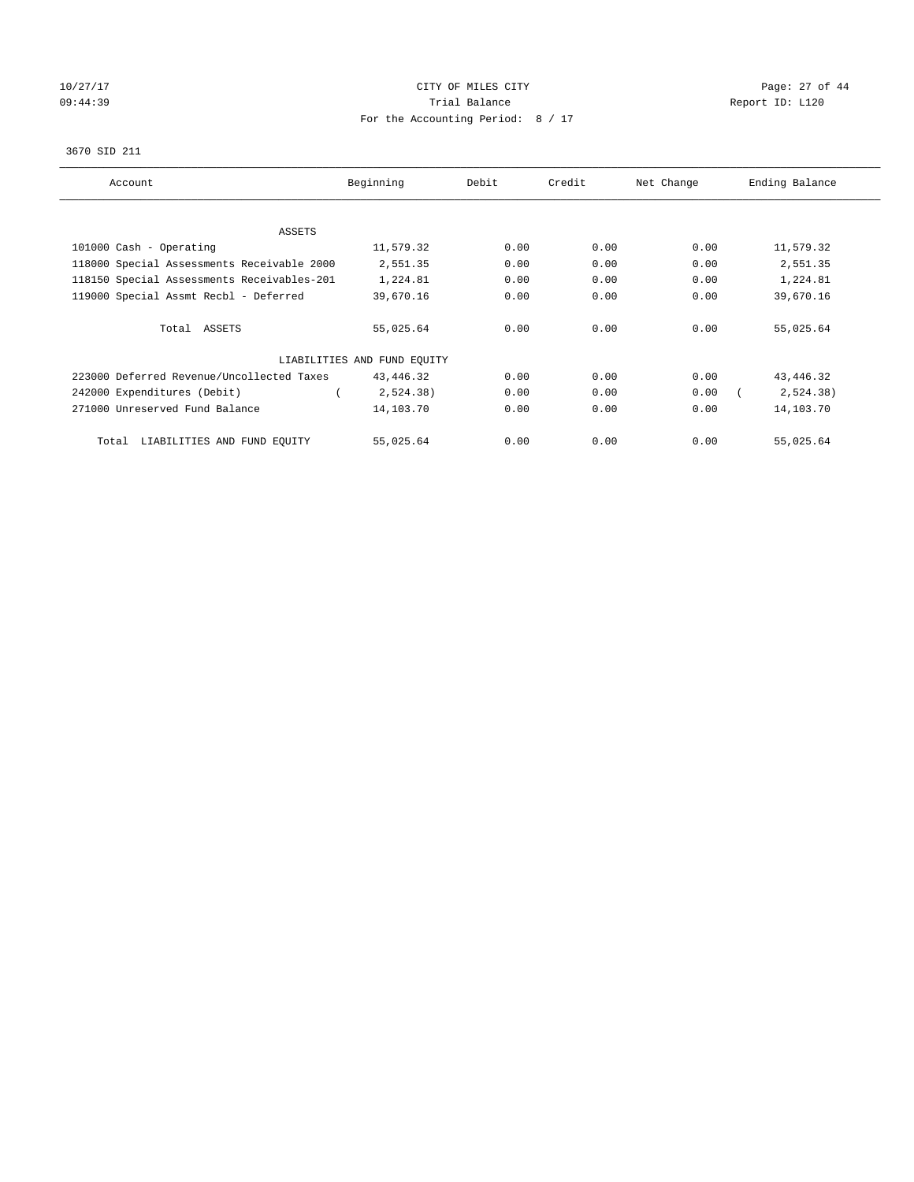10/27/17 CITY OF MILES CITY
09:44:39 Trial Balance Report ID: L120
For the Accounting Period: 8 / 17

3670 SID 211

| Account | Beginning | Debit | Credit | Net Change | Ending Balance |
|---|---|---|---|---|---|
| ASSETS | | | | | |
| 101000 Cash - Operating | 11,579.32 | 0.00 | 0.00 | 0.00 | 11,579.32 |
| 118000 Special Assessments Receivable 2000 | 2,551.35 | 0.00 | 0.00 | 0.00 | 2,551.35 |
| 118150 Special Assessments Receivables-201 | 1,224.81 | 0.00 | 0.00 | 0.00 | 1,224.81 |
| 119000 Special Assmt Recbl - Deferred | 39,670.16 | 0.00 | 0.00 | 0.00 | 39,670.16 |
| Total ASSETS | 55,025.64 | 0.00 | 0.00 | 0.00 | 55,025.64 |
| LIABILITIES AND FUND EQUITY | | | | | |
| 223000 Deferred Revenue/Uncollected Taxes | 43,446.32 | 0.00 | 0.00 | 0.00 | 43,446.32 |
| 242000 Expenditures (Debit) | ( 2,524.38) | 0.00 | 0.00 | 0.00 | ( 2,524.38) |
| 271000 Unreserved Fund Balance | 14,103.70 | 0.00 | 0.00 | 0.00 | 14,103.70 |
| Total LIABILITIES AND FUND EQUITY | 55,025.64 | 0.00 | 0.00 | 0.00 | 55,025.64 |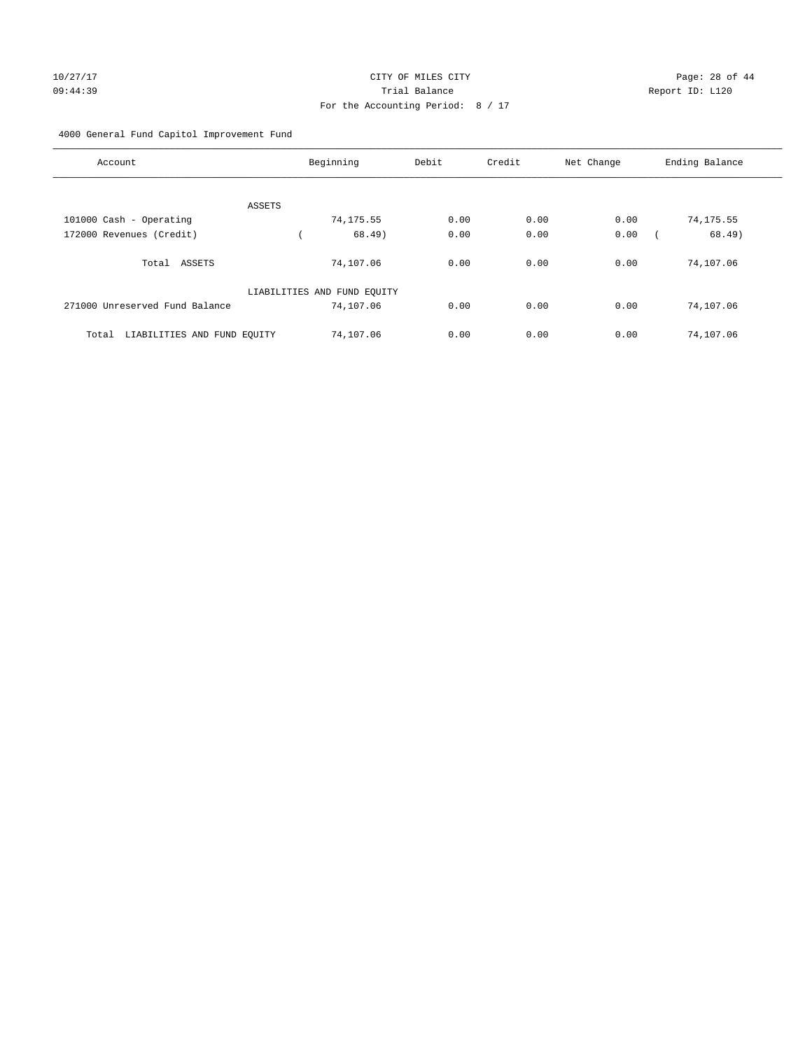CITY OF MILES CITY

Trial Balance

For the Accounting Period: 8 / 17

10/27/17
09:44:39

Report ID: L120

4000 General Fund Capitol Improvement Fund

| Account | Beginning | Debit | Credit | Net Change | Ending Balance |
|---|---|---|---|---|---|
| ASSETS | | | | | |
| 101000 Cash - Operating | 74,175.55 | 0.00 | 0.00 | 0.00 | 74,175.55 |
| 172000 Revenues (Credit) | ( 68.49) | 0.00 | 0.00 | 0.00 | ( 68.49) |
| Total ASSETS | 74,107.06 | 0.00 | 0.00 | 0.00 | 74,107.06 |
| LIABILITIES AND FUND EQUITY | | | | | |
| 271000 Unreserved Fund Balance | 74,107.06 | 0.00 | 0.00 | 0.00 | 74,107.06 |
| Total LIABILITIES AND FUND EQUITY | 74,107.06 | 0.00 | 0.00 | 0.00 | 74,107.06 |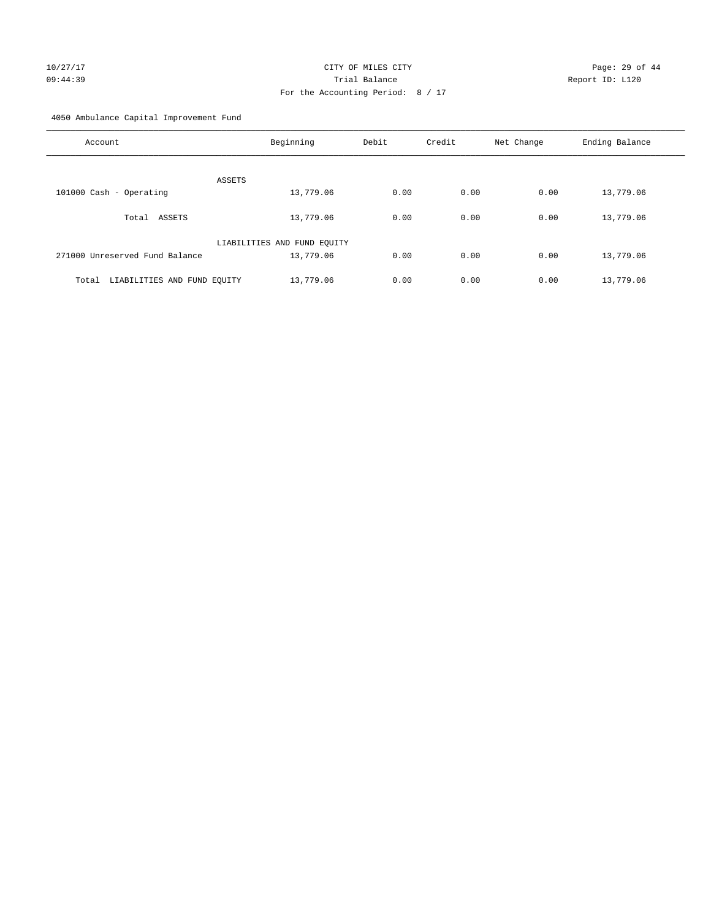CITY OF MILES CITY
Trial Balance
For the Accounting Period: 8 / 17

10/27/17
09:44:39

Report ID: L120

4050 Ambulance Capital Improvement Fund

| Account | Beginning | Debit | Credit | Net Change | Ending Balance |
|---|---|---|---|---|---|
| ASSETS | | | | | |
| 101000 Cash - Operating | 13,779.06 | 0.00 | 0.00 | 0.00 | 13,779.06 |
| Total ASSETS | 13,779.06 | 0.00 | 0.00 | 0.00 | 13,779.06 |
| LIABILITIES AND FUND EQUITY | | | | | |
| 271000 Unreserved Fund Balance | 13,779.06 | 0.00 | 0.00 | 0.00 | 13,779.06 |
| Total LIABILITIES AND FUND EQUITY | 13,779.06 | 0.00 | 0.00 | 0.00 | 13,779.06 |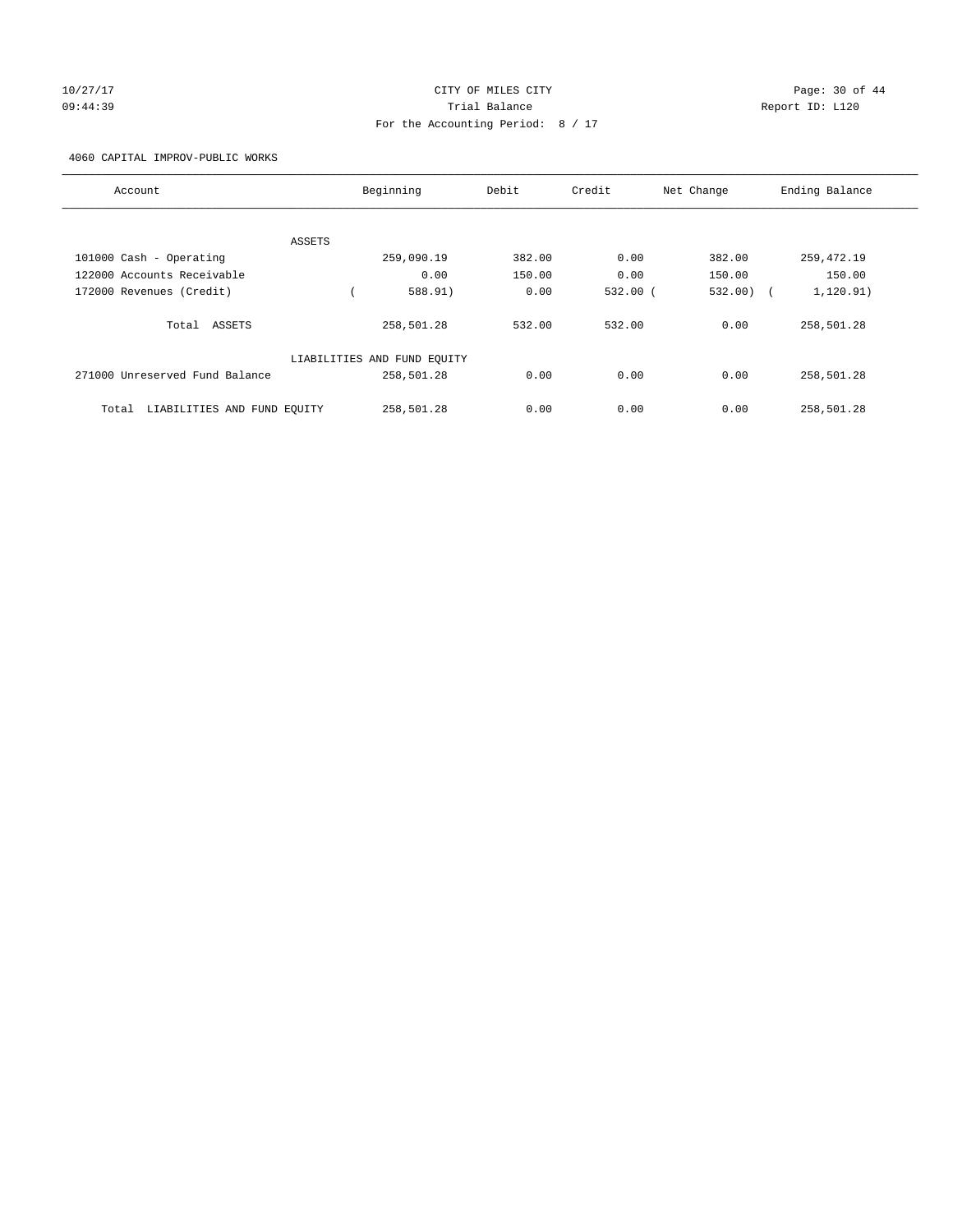CITY OF MILES CITY

Trial Balance

For the Accounting Period: 8 / 17

4060 CAPITAL IMPROV-PUBLIC WORKS

| Account | Beginning | Debit | Credit | Net Change | Ending Balance |
|---|---|---|---|---|---|
| ASSETS | | | | | |
| 101000 Cash - Operating | 259,090.19 | 382.00 | 0.00 | 382.00 | 259,472.19 |
| 122000 Accounts Receivable | 0.00 | 150.00 | 0.00 | 150.00 | 150.00 |
| 172000 Revenues (Credit) | ( 588.91) | 0.00 | 532.00 | ( 532.00) | ( 1,120.91) |
| Total ASSETS | 258,501.28 | 532.00 | 532.00 | 0.00 | 258,501.28 |
| LIABILITIES AND FUND EQUITY | | | | | |
| 271000 Unreserved Fund Balance | 258,501.28 | 0.00 | 0.00 | 0.00 | 258,501.28 |
| Total LIABILITIES AND FUND EQUITY | 258,501.28 | 0.00 | 0.00 | 0.00 | 258,501.28 |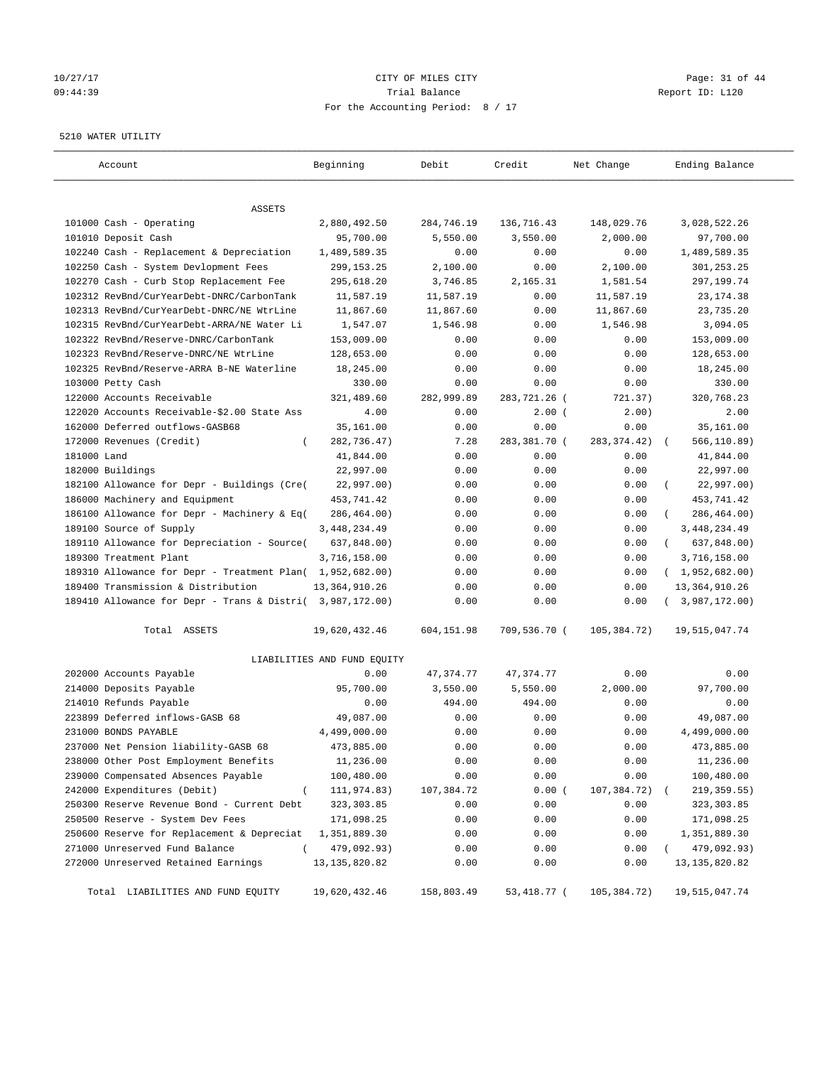# CITY OF MILES CITY

Trial Balance

For the Accounting Period: 8 / 17

10/27/17 09:44:39 — Report ID: L120

5210 WATER UTILITY

| Account | Beginning | Debit | Credit | Net Change | Ending Balance |
|---|---|---|---|---|---|
| ASSETS | | | | | |
| 101000 Cash - Operating | 2,880,492.50 | 284,746.19 | 136,716.43 | 148,029.76 | 3,028,522.26 |
| 101010 Deposit Cash | 95,700.00 | 5,550.00 | 3,550.00 | 2,000.00 | 97,700.00 |
| 102240 Cash - Replacement & Depreciation | 1,489,589.35 | 0.00 | 0.00 | 0.00 | 1,489,589.35 |
| 102250 Cash - System Devlopment Fees | 299,153.25 | 2,100.00 | 0.00 | 2,100.00 | 301,253.25 |
| 102270 Cash - Curb Stop Replacement Fee | 295,618.20 | 3,746.85 | 2,165.31 | 1,581.54 | 297,199.74 |
| 102312 RevBnd/CurYearDebt-DNRC/CarbonTank | 11,587.19 | 11,587.19 | 0.00 | 11,587.19 | 23,174.38 |
| 102313 RevBnd/CurYearDebt-DNRC/NE WtrLine | 11,867.60 | 11,867.60 | 0.00 | 11,867.60 | 23,735.20 |
| 102315 RevBnd/CurYearDebt-ARRA/NE Water Li | 1,547.07 | 1,546.98 | 0.00 | 1,546.98 | 3,094.05 |
| 102322 RevBnd/Reserve-DNRC/CarbonTank | 153,009.00 | 0.00 | 0.00 | 0.00 | 153,009.00 |
| 102323 RevBnd/Reserve-DNRC/NE WtrLine | 128,653.00 | 0.00 | 0.00 | 0.00 | 128,653.00 |
| 102325 RevBnd/Reserve-ARRA B-NE Waterline | 18,245.00 | 0.00 | 0.00 | 0.00 | 18,245.00 |
| 103000 Petty Cash | 330.00 | 0.00 | 0.00 | 0.00 | 330.00 |
| 122000 Accounts Receivable | 321,489.60 | 282,999.89 | 283,721.26 | ( 721.37) | 320,768.23 |
| 122020 Accounts Receivable-$2.00 State Ass | 4.00 | 0.00 | 2.00 | ( 2.00) | 2.00 |
| 162000 Deferred outflows-GASB68 | 35,161.00 | 0.00 | 0.00 | 0.00 | 35,161.00 |
| 172000 Revenues (Credit) | ( 282,736.47) | 7.28 | 283,381.70 | ( 283,374.42) | ( 566,110.89) |
| 181000 Land | 41,844.00 | 0.00 | 0.00 | 0.00 | 41,844.00 |
| 182000 Buildings | 22,997.00 | 0.00 | 0.00 | 0.00 | 22,997.00 |
| 182100 Allowance for Depr - Buildings (Cre | ( 22,997.00) | 0.00 | 0.00 | 0.00 | ( 22,997.00) |
| 186000 Machinery and Equipment | 453,741.42 | 0.00 | 0.00 | 0.00 | 453,741.42 |
| 186100 Allowance for Depr - Machinery & Eq | ( 286,464.00) | 0.00 | 0.00 | 0.00 | ( 286,464.00) |
| 189100 Source of Supply | 3,448,234.49 | 0.00 | 0.00 | 0.00 | 3,448,234.49 |
| 189110 Allowance for Depreciation - Source | ( 637,848.00) | 0.00 | 0.00 | 0.00 | ( 637,848.00) |
| 189300 Treatment Plant | 3,716,158.00 | 0.00 | 0.00 | 0.00 | 3,716,158.00 |
| 189310 Allowance for Depr - Treatment Plan | ( 1,952,682.00) | 0.00 | 0.00 | 0.00 | ( 1,952,682.00) |
| 189400 Transmission & Distribution | 13,364,910.26 | 0.00 | 0.00 | 0.00 | 13,364,910.26 |
| 189410 Allowance for Depr - Trans & Distri | ( 3,987,172.00) | 0.00 | 0.00 | 0.00 | ( 3,987,172.00) |
| Total ASSETS | 19,620,432.46 | 604,151.98 | 709,536.70 | ( 105,384.72) | 19,515,047.74 |
| LIABILITIES AND FUND EQUITY | | | | | |
| 202000 Accounts Payable | 0.00 | 47,374.77 | 47,374.77 | 0.00 | 0.00 |
| 214000 Deposits Payable | 95,700.00 | 3,550.00 | 5,550.00 | 2,000.00 | 97,700.00 |
| 214010 Refunds Payable | 0.00 | 494.00 | 494.00 | 0.00 | 0.00 |
| 223899 Deferred inflows-GASB 68 | 49,087.00 | 0.00 | 0.00 | 0.00 | 49,087.00 |
| 231000 BONDS PAYABLE | 4,499,000.00 | 0.00 | 0.00 | 0.00 | 4,499,000.00 |
| 237000 Net Pension liability-GASB 68 | 473,885.00 | 0.00 | 0.00 | 0.00 | 473,885.00 |
| 238000 Other Post Employment Benefits | 11,236.00 | 0.00 | 0.00 | 0.00 | 11,236.00 |
| 239000 Compensated Absences Payable | 100,480.00 | 0.00 | 0.00 | 0.00 | 100,480.00 |
| 242000 Expenditures (Debit) | ( 111,974.83) | 107,384.72 | 0.00 | ( 107,384.72) | ( 219,359.55) |
| 250300 Reserve Revenue Bond - Current Debt | 323,303.85 | 0.00 | 0.00 | 0.00 | 323,303.85 |
| 250500 Reserve - System Dev Fees | 171,098.25 | 0.00 | 0.00 | 0.00 | 171,098.25 |
| 250600 Reserve for Replacement & Depreciat | 1,351,889.30 | 0.00 | 0.00 | 0.00 | 1,351,889.30 |
| 271000 Unreserved Fund Balance | ( 479,092.93) | 0.00 | 0.00 | 0.00 | ( 479,092.93) |
| 272000 Unreserved Retained Earnings | 13,135,820.82 | 0.00 | 0.00 | 0.00 | 13,135,820.82 |
| Total LIABILITIES AND FUND EQUITY | 19,620,432.46 | 158,803.49 | 53,418.77 | ( 105,384.72) | 19,515,047.74 |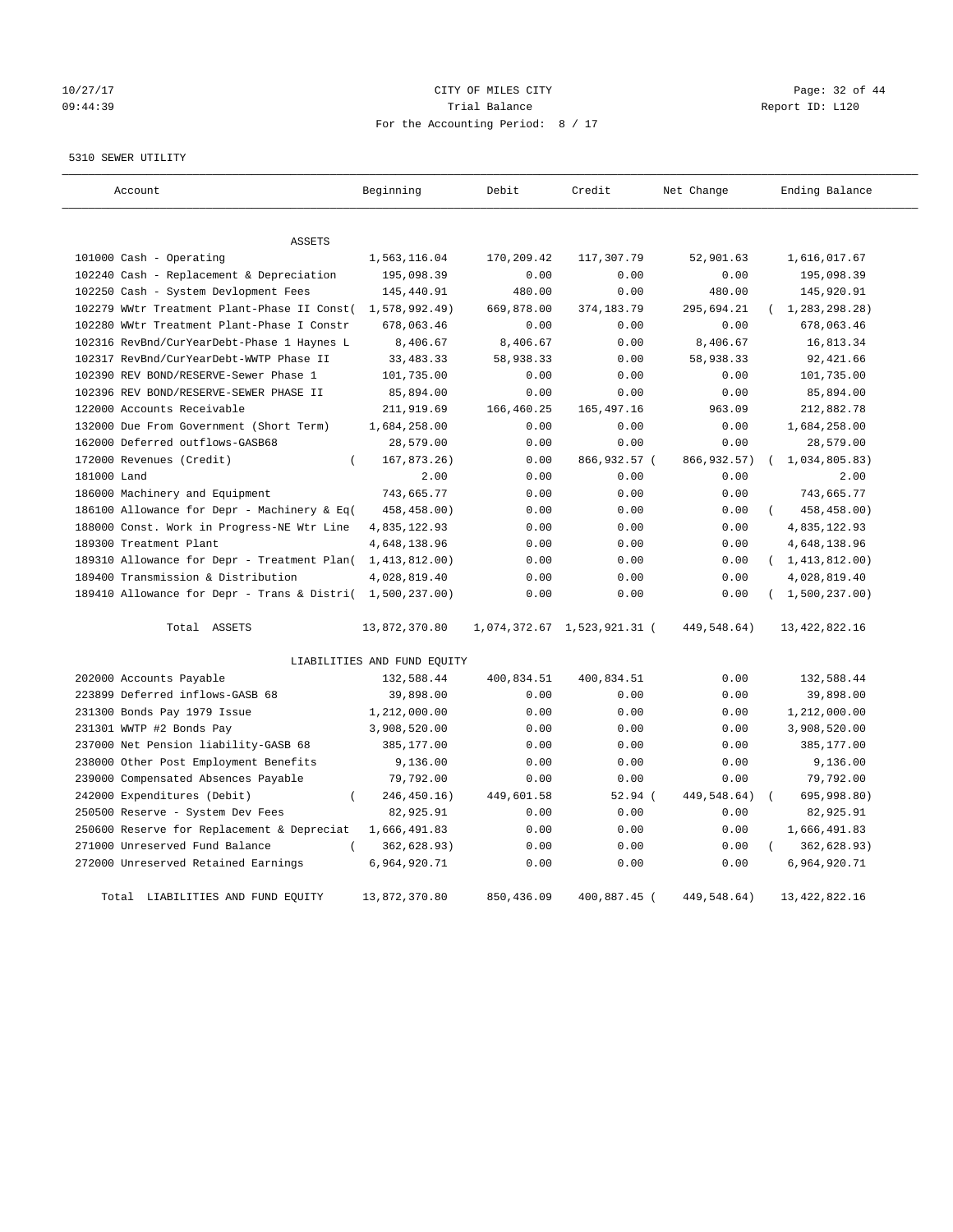10/27/17 09:44:39

# CITY OF MILES CITY
Trial Balance
For the Accounting Period: 8 / 17

Report ID: L120

5310 SEWER UTILITY

| Account | Beginning | Debit | Credit | Net Change | Ending Balance |
|---|---|---|---|---|---|
| ASSETS | | | | | |
| 101000 Cash - Operating | 1,563,116.04 | 170,209.42 | 117,307.79 | 52,901.63 | 1,616,017.67 |
| 102240 Cash - Replacement & Depreciation | 195,098.39 | 0.00 | 0.00 | 0.00 | 195,098.39 |
| 102250 Cash - System Devlopment Fees | 145,440.91 | 480.00 | 0.00 | 480.00 | 145,920.91 |
| 102279 WWtr Treatment Plant-Phase II Const | ( 1,578,992.49) | 669,878.00 | 374,183.79 | 295,694.21 | ( 1,283,298.28) |
| 102280 WWtr Treatment Plant-Phase I Constr | 678,063.46 | 0.00 | 0.00 | 0.00 | 678,063.46 |
| 102316 RevBnd/CurYearDebt-Phase 1 Haynes L | 8,406.67 | 8,406.67 | 0.00 | 8,406.67 | 16,813.34 |
| 102317 RevBnd/CurYearDebt-WWTP Phase II | 33,483.33 | 58,938.33 | 0.00 | 58,938.33 | 92,421.66 |
| 102390 REV BOND/RESERVE-Sewer Phase 1 | 101,735.00 | 0.00 | 0.00 | 0.00 | 101,735.00 |
| 102396 REV BOND/RESERVE-SEWER PHASE II | 85,894.00 | 0.00 | 0.00 | 0.00 | 85,894.00 |
| 122000 Accounts Receivable | 211,919.69 | 166,460.25 | 165,497.16 | 963.09 | 212,882.78 |
| 132000 Due From Government (Short Term) | 1,684,258.00 | 0.00 | 0.00 | 0.00 | 1,684,258.00 |
| 162000 Deferred outflows-GASB68 | 28,579.00 | 0.00 | 0.00 | 0.00 | 28,579.00 |
| 172000 Revenues (Credit) | ( 167,873.26) | 0.00 | 866,932.57 | ( 866,932.57) | ( 1,034,805.83) |
| 181000 Land | 2.00 | 0.00 | 0.00 | 0.00 | 2.00 |
| 186000 Machinery and Equipment | 743,665.77 | 0.00 | 0.00 | 0.00 | 743,665.77 |
| 186100 Allowance for Depr - Machinery & Eq | ( 458,458.00) | 0.00 | 0.00 | 0.00 | ( 458,458.00) |
| 188000 Const. Work in Progress-NE Wtr Line | 4,835,122.93 | 0.00 | 0.00 | 0.00 | 4,835,122.93 |
| 189300 Treatment Plant | 4,648,138.96 | 0.00 | 0.00 | 0.00 | 4,648,138.96 |
| 189310 Allowance for Depr - Treatment Plan | ( 1,413,812.00) | 0.00 | 0.00 | 0.00 | ( 1,413,812.00) |
| 189400 Transmission & Distribution | 4,028,819.40 | 0.00 | 0.00 | 0.00 | 4,028,819.40 |
| 189410 Allowance for Depr - Trans & Distri | ( 1,500,237.00) | 0.00 | 0.00 | 0.00 | ( 1,500,237.00) |
| Total ASSETS | 13,872,370.80 | 1,074,372.67 | 1,523,921.31 | ( 449,548.64) | 13,422,822.16 |
| LIABILITIES AND FUND EQUITY | | | | | |
| 202000 Accounts Payable | 132,588.44 | 400,834.51 | 400,834.51 | 0.00 | 132,588.44 |
| 223899 Deferred inflows-GASB 68 | 39,898.00 | 0.00 | 0.00 | 0.00 | 39,898.00 |
| 231300 Bonds Pay 1979 Issue | 1,212,000.00 | 0.00 | 0.00 | 0.00 | 1,212,000.00 |
| 231301 WWTP #2 Bonds Pay | 3,908,520.00 | 0.00 | 0.00 | 0.00 | 3,908,520.00 |
| 237000 Net Pension liability-GASB 68 | 385,177.00 | 0.00 | 0.00 | 0.00 | 385,177.00 |
| 238000 Other Post Employment Benefits | 9,136.00 | 0.00 | 0.00 | 0.00 | 9,136.00 |
| 239000 Compensated Absences Payable | 79,792.00 | 0.00 | 0.00 | 0.00 | 79,792.00 |
| 242000 Expenditures (Debit) | ( 246,450.16) | 449,601.58 | 52.94 | ( 449,548.64) | ( 695,998.80) |
| 250500 Reserve - System Dev Fees | 82,925.91 | 0.00 | 0.00 | 0.00 | 82,925.91 |
| 250600 Reserve for Replacement & Depreciat | 1,666,491.83 | 0.00 | 0.00 | 0.00 | 1,666,491.83 |
| 271000 Unreserved Fund Balance | ( 362,628.93) | 0.00 | 0.00 | 0.00 | ( 362,628.93) |
| 272000 Unreserved Retained Earnings | 6,964,920.71 | 0.00 | 0.00 | 0.00 | 6,964,920.71 |
| Total LIABILITIES AND FUND EQUITY | 13,872,370.80 | 850,436.09 | 400,887.45 | ( 449,548.64) | 13,422,822.16 |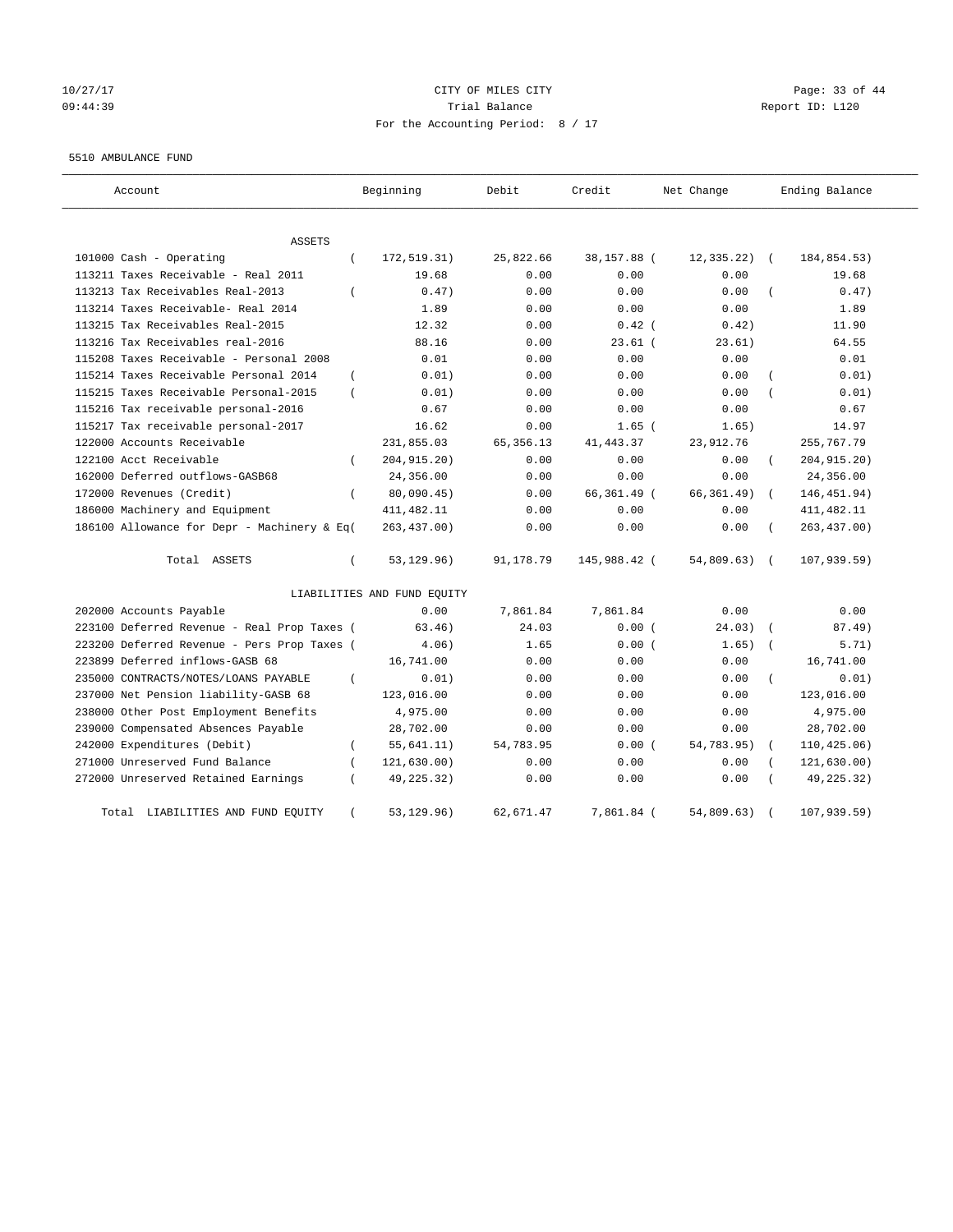CITY OF MILES CITY
Trial Balance
For the Accounting Period: 8 / 17

10/27/17
09:44:39

Report ID: L120

5510 AMBULANCE FUND

| Account | Beginning | Debit | Credit | Net Change | Ending Balance |
|---|---|---|---|---|---|
| ASSETS | | | | | |
| 101000 Cash - Operating | ( 172,519.31) | 25,822.66 | 38,157.88 | ( 12,335.22) | ( 184,854.53) |
| 113211 Taxes Receivable - Real 2011 | 19.68 | 0.00 | 0.00 | 0.00 | 19.68 |
| 113213 Tax Receivables Real-2013 | ( 0.47) | 0.00 | 0.00 | 0.00 | ( 0.47) |
| 113214 Taxes Receivable- Real 2014 | 1.89 | 0.00 | 0.00 | 0.00 | 1.89 |
| 113215 Tax Receivables Real-2015 | 12.32 | 0.00 | 0.42 | ( 0.42) | 11.90 |
| 113216 Tax Receivables real-2016 | 88.16 | 0.00 | 23.61 | ( 23.61) | 64.55 |
| 115208 Taxes Receivable - Personal 2008 | 0.01 | 0.00 | 0.00 | 0.00 | 0.01 |
| 115214 Taxes Receivable Personal 2014 | ( 0.01) | 0.00 | 0.00 | 0.00 | ( 0.01) |
| 115215 Taxes Receivable Personal-2015 | ( 0.01) | 0.00 | 0.00 | 0.00 | ( 0.01) |
| 115216 Tax receivable personal-2016 | 0.67 | 0.00 | 0.00 | 0.00 | 0.67 |
| 115217 Tax receivable personal-2017 | 16.62 | 0.00 | 1.65 | ( 1.65) | 14.97 |
| 122000 Accounts Receivable | 231,855.03 | 65,356.13 | 41,443.37 | 23,912.76 | 255,767.79 |
| 122100 Acct Receivable | ( 204,915.20) | 0.00 | 0.00 | 0.00 | ( 204,915.20) |
| 162000 Deferred outflows-GASB68 | 24,356.00 | 0.00 | 0.00 | 0.00 | 24,356.00 |
| 172000 Revenues (Credit) | ( 80,090.45) | 0.00 | 66,361.49 | ( 66,361.49) | ( 146,451.94) |
| 186000 Machinery and Equipment | 411,482.11 | 0.00 | 0.00 | 0.00 | 411,482.11 |
| 186100 Allowance for Depr - Machinery & Eq( | 263,437.00) | 0.00 | 0.00 | 0.00 | ( 263,437.00) |
| Total ASSETS | ( 53,129.96) | 91,178.79 | 145,988.42 | ( 54,809.63) | ( 107,939.59) |
| LIABILITIES AND FUND EQUITY | | | | | |
| 202000 Accounts Payable | 0.00 | 7,861.84 | 7,861.84 | 0.00 | 0.00 |
| 223100 Deferred Revenue - Real Prop Taxes ( | 63.46) | 24.03 | 0.00 | ( 24.03) | ( 87.49) |
| 223200 Deferred Revenue - Pers Prop Taxes ( | 4.06) | 1.65 | 0.00 | ( 1.65) | ( 5.71) |
| 223899 Deferred inflows-GASB 68 | 16,741.00 | 0.00 | 0.00 | 0.00 | 16,741.00 |
| 235000 CONTRACTS/NOTES/LOANS PAYABLE | ( 0.01) | 0.00 | 0.00 | 0.00 | ( 0.01) |
| 237000 Net Pension liability-GASB 68 | 123,016.00 | 0.00 | 0.00 | 0.00 | 123,016.00 |
| 238000 Other Post Employment Benefits | 4,975.00 | 0.00 | 0.00 | 0.00 | 4,975.00 |
| 239000 Compensated Absences Payable | 28,702.00 | 0.00 | 0.00 | 0.00 | 28,702.00 |
| 242000 Expenditures (Debit) | ( 55,641.11) | 54,783.95 | 0.00 | ( 54,783.95) | ( 110,425.06) |
| 271000 Unreserved Fund Balance | ( 121,630.00) | 0.00 | 0.00 | 0.00 | ( 121,630.00) |
| 272000 Unreserved Retained Earnings | ( 49,225.32) | 0.00 | 0.00 | 0.00 | ( 49,225.32) |
| Total LIABILITIES AND FUND EQUITY | ( 53,129.96) | 62,671.47 | 7,861.84 | ( 54,809.63) | ( 107,939.59) |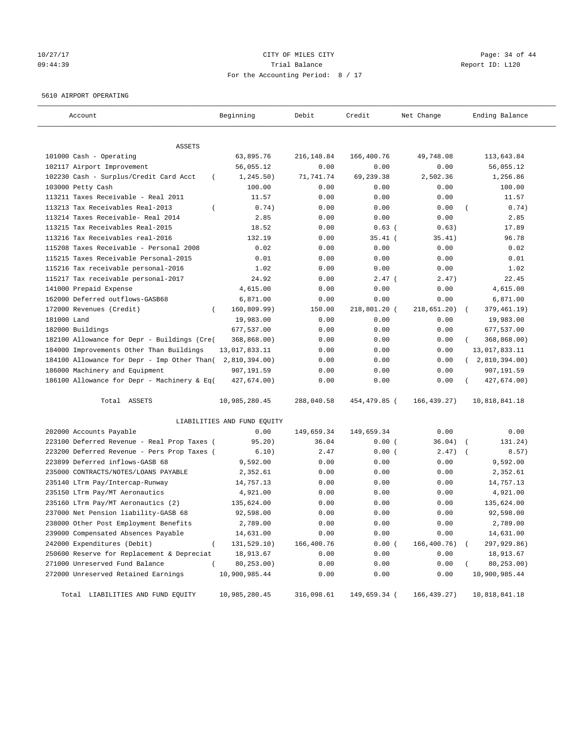CITY OF MILES CITY
Trial Balance
For the Accounting Period: 8 / 17

10/27/17
09:44:39

Report ID: L120

5610 AIRPORT OPERATING

| Account | Beginning | Debit | Credit | Net Change | Ending Balance |
|---|---|---|---|---|---|
| ASSETS | | | | | |
| 101000 Cash - Operating | 63,895.76 | 216,148.84 | 166,400.76 | 49,748.08 | 113,643.84 |
| 102117 Airport Improvement | 56,055.12 | 0.00 | 0.00 | 0.00 | 56,055.12 |
| 102230 Cash - Surplus/Credit Card Acct | ( 1,245.50) | 71,741.74 | 69,239.38 | 2,502.36 | 1,256.86 |
| 103000 Petty Cash | 100.00 | 0.00 | 0.00 | 0.00 | 100.00 |
| 113211 Taxes Receivable - Real 2011 | 11.57 | 0.00 | 0.00 | 0.00 | 11.57 |
| 113213 Tax Receivables Real-2013 | ( 0.74) | 0.00 | 0.00 | 0.00 | ( 0.74) |
| 113214 Taxes Receivable- Real 2014 | 2.85 | 0.00 | 0.00 | 0.00 | 2.85 |
| 113215 Tax Receivables Real-2015 | 18.52 | 0.00 | 0.63 | ( 0.63) | 17.89 |
| 113216 Tax Receivables real-2016 | 132.19 | 0.00 | 35.41 | ( 35.41) | 96.78 |
| 115208 Taxes Receivable - Personal 2008 | 0.02 | 0.00 | 0.00 | 0.00 | 0.02 |
| 115215 Taxes Receivable Personal-2015 | 0.01 | 0.00 | 0.00 | 0.00 | 0.01 |
| 115216 Tax receivable personal-2016 | 1.02 | 0.00 | 0.00 | 0.00 | 1.02 |
| 115217 Tax receivable personal-2017 | 24.92 | 0.00 | 2.47 | ( 2.47) | 22.45 |
| 141000 Prepaid Expense | 4,615.00 | 0.00 | 0.00 | 0.00 | 4,615.00 |
| 162000 Deferred outflows-GASB68 | 6,871.00 | 0.00 | 0.00 | 0.00 | 6,871.00 |
| 172000 Revenues (Credit) | ( 160,809.99) | 150.00 | 218,801.20 | ( 218,651.20) | ( 379,461.19) |
| 181000 Land | 19,983.00 | 0.00 | 0.00 | 0.00 | 19,983.00 |
| 182000 Buildings | 677,537.00 | 0.00 | 0.00 | 0.00 | 677,537.00 |
| 182100 Allowance for Depr - Buildings (Cre | ( 368,868.00) | 0.00 | 0.00 | 0.00 | ( 368,868.00) |
| 184000 Improvements Other Than Buildings | 13,017,833.11 | 0.00 | 0.00 | 0.00 | 13,017,833.11 |
| 184100 Allowance for Depr - Imp Other Than | ( 2,810,394.00) | 0.00 | 0.00 | 0.00 | ( 2,810,394.00) |
| 186000 Machinery and Equipment | 907,191.59 | 0.00 | 0.00 | 0.00 | 907,191.59 |
| 186100 Allowance for Depr - Machinery & Eq | ( 427,674.00) | 0.00 | 0.00 | 0.00 | ( 427,674.00) |
| Total ASSETS | 10,985,280.45 | 288,040.58 | 454,479.85 | ( 166,439.27) | 10,818,841.18 |
| LIABILITIES AND FUND EQUITY | | | | | |
| 202000 Accounts Payable | 0.00 | 149,659.34 | 149,659.34 | 0.00 | 0.00 |
| 223100 Deferred Revenue - Real Prop Taxes | ( 95.20) | 36.04 | 0.00 | ( 36.04) | ( 131.24) |
| 223200 Deferred Revenue - Pers Prop Taxes | ( 6.10) | 2.47 | 0.00 | ( 2.47) | ( 8.57) |
| 223899 Deferred inflows-GASB 68 | 9,592.00 | 0.00 | 0.00 | 0.00 | 9,592.00 |
| 235000 CONTRACTS/NOTES/LOANS PAYABLE | 2,352.61 | 0.00 | 0.00 | 0.00 | 2,352.61 |
| 235140 LTrm Pay/Intercap-Runway | 14,757.13 | 0.00 | 0.00 | 0.00 | 14,757.13 |
| 235150 LTrm Pay/MT Aeronautics | 4,921.00 | 0.00 | 0.00 | 0.00 | 4,921.00 |
| 235160 LTrm Pay/MT Aeronautics (2) | 135,624.00 | 0.00 | 0.00 | 0.00 | 135,624.00 |
| 237000 Net Pension liability-GASB 68 | 92,598.00 | 0.00 | 0.00 | 0.00 | 92,598.00 |
| 238000 Other Post Employment Benefits | 2,789.00 | 0.00 | 0.00 | 0.00 | 2,789.00 |
| 239000 Compensated Absences Payable | 14,631.00 | 0.00 | 0.00 | 0.00 | 14,631.00 |
| 242000 Expenditures (Debit) | ( 131,529.10) | 166,400.76 | 0.00 | ( 166,400.76) | ( 297,929.86) |
| 250600 Reserve for Replacement & Depreciat | 18,913.67 | 0.00 | 0.00 | 0.00 | 18,913.67 |
| 271000 Unreserved Fund Balance | ( 80,253.00) | 0.00 | 0.00 | 0.00 | ( 80,253.00) |
| 272000 Unreserved Retained Earnings | 10,900,985.44 | 0.00 | 0.00 | 0.00 | 10,900,985.44 |
| Total LIABILITIES AND FUND EQUITY | 10,985,280.45 | 316,098.61 | 149,659.34 | ( 166,439.27) | 10,818,841.18 |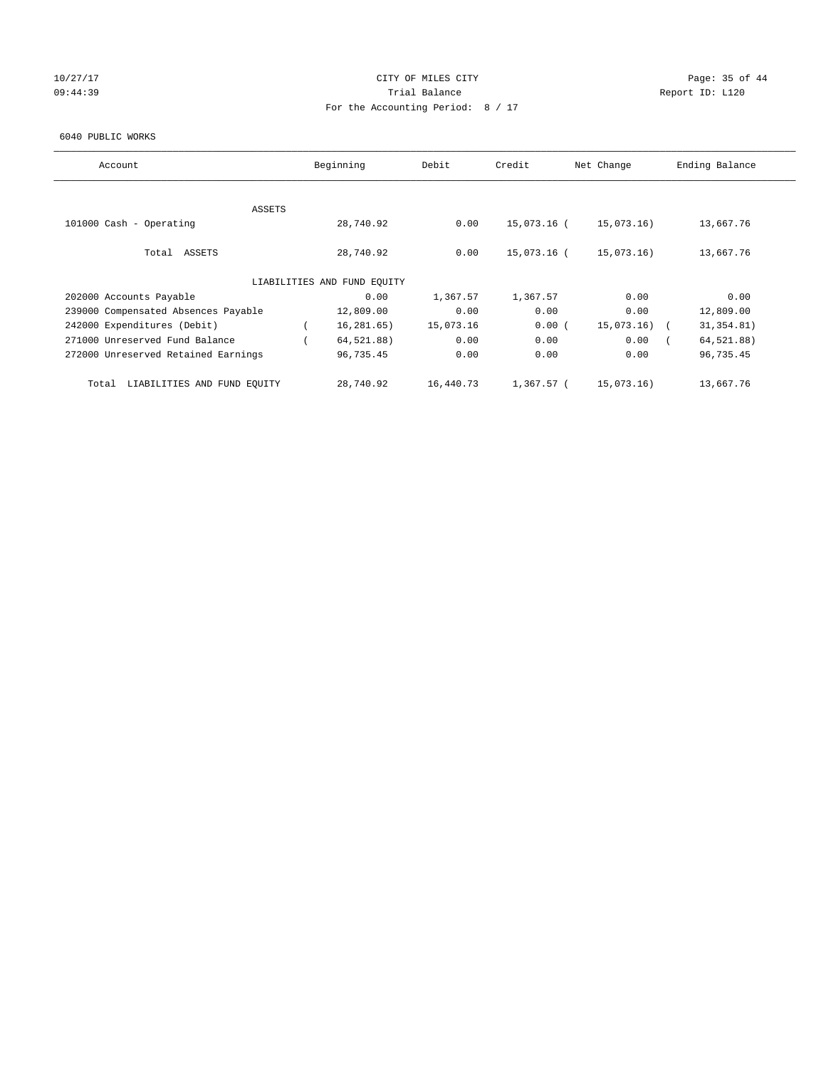CITY OF MILES CITY

Trial Balance

For the Accounting Period: 8 / 17

10/27/17
09:44:39

Report ID: L120

6040 PUBLIC WORKS

| Account | Beginning | Debit | Credit | Net Change | Ending Balance |
|---|---|---|---|---|---|
| ASSETS | | | | | |
| 101000 Cash - Operating | 28,740.92 | 0.00 | 15,073.16 | ( 15,073.16) | 13,667.76 |
| Total ASSETS | 28,740.92 | 0.00 | 15,073.16 | ( 15,073.16) | 13,667.76 |
| LIABILITIES AND FUND EQUITY | | | | | |
| 202000 Accounts Payable | 0.00 | 1,367.57 | 1,367.57 | 0.00 | 0.00 |
| 239000 Compensated Absences Payable | 12,809.00 | 0.00 | 0.00 | 0.00 | 12,809.00 |
| 242000 Expenditures (Debit) | ( 16,281.65) | 15,073.16 | 0.00 | ( 15,073.16) | ( 31,354.81) |
| 271000 Unreserved Fund Balance | ( 64,521.88) | 0.00 | 0.00 | 0.00 | ( 64,521.88) |
| 272000 Unreserved Retained Earnings | 96,735.45 | 0.00 | 0.00 | 0.00 | 96,735.45 |
| Total LIABILITIES AND FUND EQUITY | 28,740.92 | 16,440.73 | 1,367.57 | ( 15,073.16) | 13,667.76 |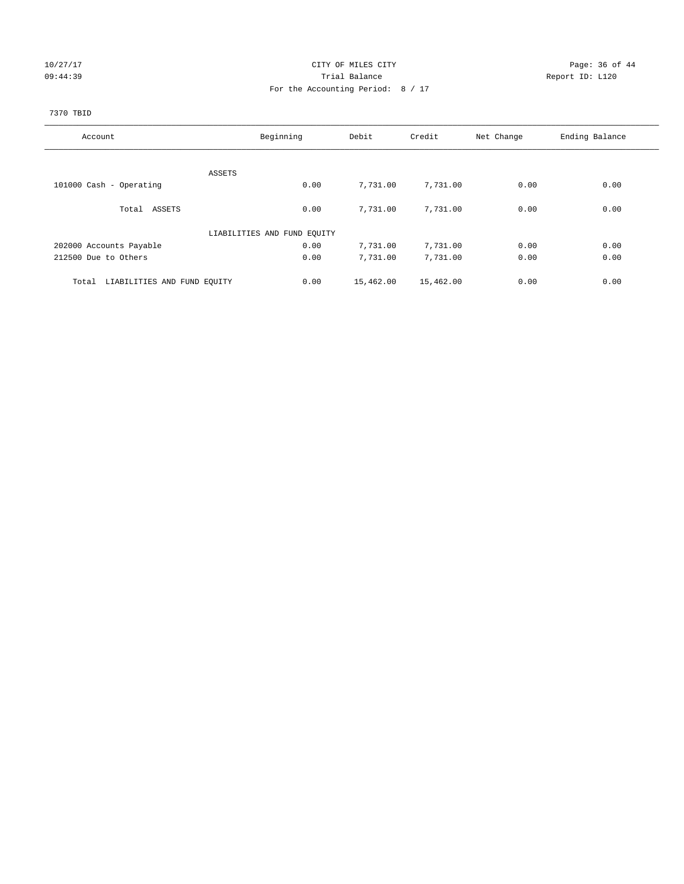CITY OF MILES CITY

Trial Balance

For the Accounting Period: 8 / 17

10/27/17
09:44:39

Report ID: L120

7370 TBID

| Account | Beginning | Debit | Credit | Net Change | Ending Balance |
|---|---|---|---|---|---|
| ASSETS | | | | | |
| 101000 Cash - Operating | 0.00 | 7,731.00 | 7,731.00 | 0.00 | 0.00 |
| Total ASSETS | 0.00 | 7,731.00 | 7,731.00 | 0.00 | 0.00 |
| LIABILITIES AND FUND EQUITY | | | | | |
| 202000 Accounts Payable | 0.00 | 7,731.00 | 7,731.00 | 0.00 | 0.00 |
| 212500 Due to Others | 0.00 | 7,731.00 | 7,731.00 | 0.00 | 0.00 |
| Total LIABILITIES AND FUND EQUITY | 0.00 | 15,462.00 | 15,462.00 | 0.00 | 0.00 |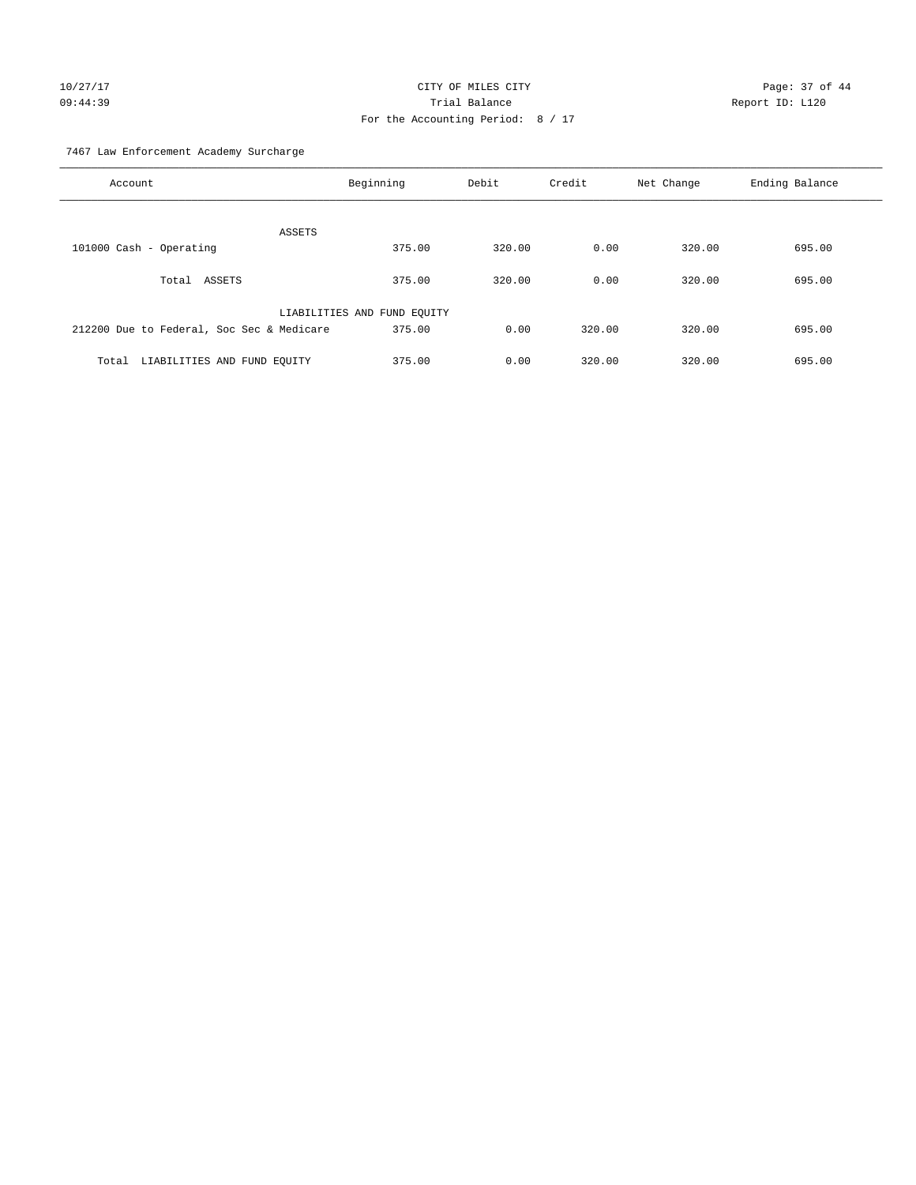CITY OF MILES CITY

Trial Balance

For the Accounting Period: 8 / 17

10/27/17 09:44:39 — Report ID: L120

7467 Law Enforcement Academy Surcharge

| Account | Beginning | Debit | Credit | Net Change | Ending Balance |
|---|---|---|---|---|---|
| ASSETS | | | | | |
| 101000 Cash - Operating | 375.00 | 320.00 | 0.00 | 320.00 | 695.00 |
| Total ASSETS | 375.00 | 320.00 | 0.00 | 320.00 | 695.00 |
| LIABILITIES AND FUND EQUITY | | | | | |
| 212200 Due to Federal, Soc Sec & Medicare | 375.00 | 0.00 | 320.00 | 320.00 | 695.00 |
| Total LIABILITIES AND FUND EQUITY | 375.00 | 0.00 | 320.00 | 320.00 | 695.00 |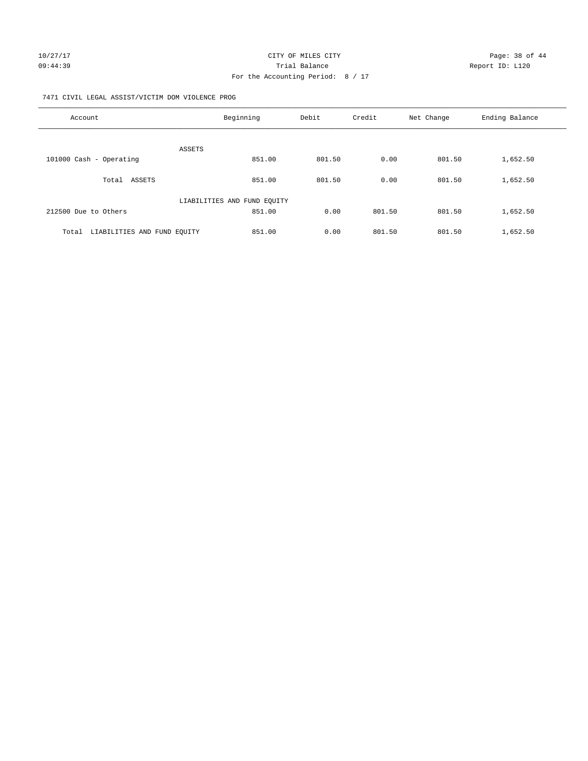CITY OF MILES CITY

Trial Balance

For the Accounting Period: 8 / 17

10/27/17 09:44:39 Report ID: L120

7471 CIVIL LEGAL ASSIST/VICTIM DOM VIOLENCE PROG

| Account | Beginning | Debit | Credit | Net Change | Ending Balance |
|---|---|---|---|---|---|
| ASSETS | | | | | |
| 101000 Cash - Operating | 851.00 | 801.50 | 0.00 | 801.50 | 1,652.50 |
| Total ASSETS | 851.00 | 801.50 | 0.00 | 801.50 | 1,652.50 |
| LIABILITIES AND FUND EQUITY | | | | | |
| 212500 Due to Others | 851.00 | 0.00 | 801.50 | 801.50 | 1,652.50 |
| Total LIABILITIES AND FUND EQUITY | 851.00 | 0.00 | 801.50 | 801.50 | 1,652.50 |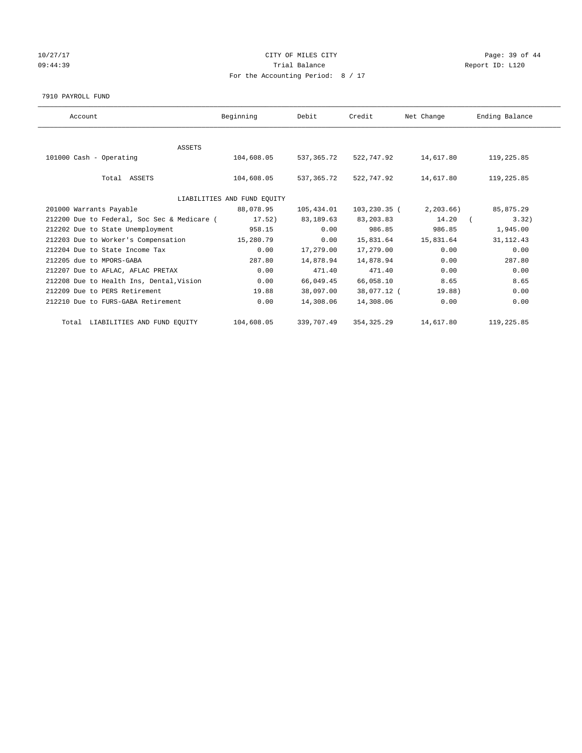CITY OF MILES CITY

Trial Balance

For the Accounting Period: 8 / 17

7910 PAYROLL FUND

| Account | Beginning | Debit | Credit | Net Change | Ending Balance |
|---|---|---|---|---|---|
| ASSETS | | | | | |
| 101000 Cash - Operating | 104,608.05 | 537,365.72 | 522,747.92 | 14,617.80 | 119,225.85 |
| Total ASSETS | 104,608.05 | 537,365.72 | 522,747.92 | 14,617.80 | 119,225.85 |
| LIABILITIES AND FUND EQUITY | | | | | |
| 201000 Warrants Payable | 88,078.95 | 105,434.01 | 103,230.35 | ( 2,203.66) | 85,875.29 |
| 212200 Due to Federal, Soc Sec & Medicare | ( 17.52) | 83,189.63 | 83,203.83 | 14.20 | ( 3.32) |
| 212202 Due to State Unemployment | 958.15 | 0.00 | 986.85 | 986.85 | 1,945.00 |
| 212203 Due to Worker's Compensation | 15,280.79 | 0.00 | 15,831.64 | 15,831.64 | 31,112.43 |
| 212204 Due to State Income Tax | 0.00 | 17,279.00 | 17,279.00 | 0.00 | 0.00 |
| 212205 due to MPORS-GABA | 287.80 | 14,878.94 | 14,878.94 | 0.00 | 287.80 |
| 212207 Due to AFLAC, AFLAC PRETAX | 0.00 | 471.40 | 471.40 | 0.00 | 0.00 |
| 212208 Due to Health Ins, Dental,Vision | 0.00 | 66,049.45 | 66,058.10 | 8.65 | 8.65 |
| 212209 Due to PERS Retirement | 19.88 | 38,097.00 | 38,077.12 | ( 19.88) | 0.00 |
| 212210 Due to FURS-GABA Retirement | 0.00 | 14,308.06 | 14,308.06 | 0.00 | 0.00 |
| Total LIABILITIES AND FUND EQUITY | 104,608.05 | 339,707.49 | 354,325.29 | 14,617.80 | 119,225.85 |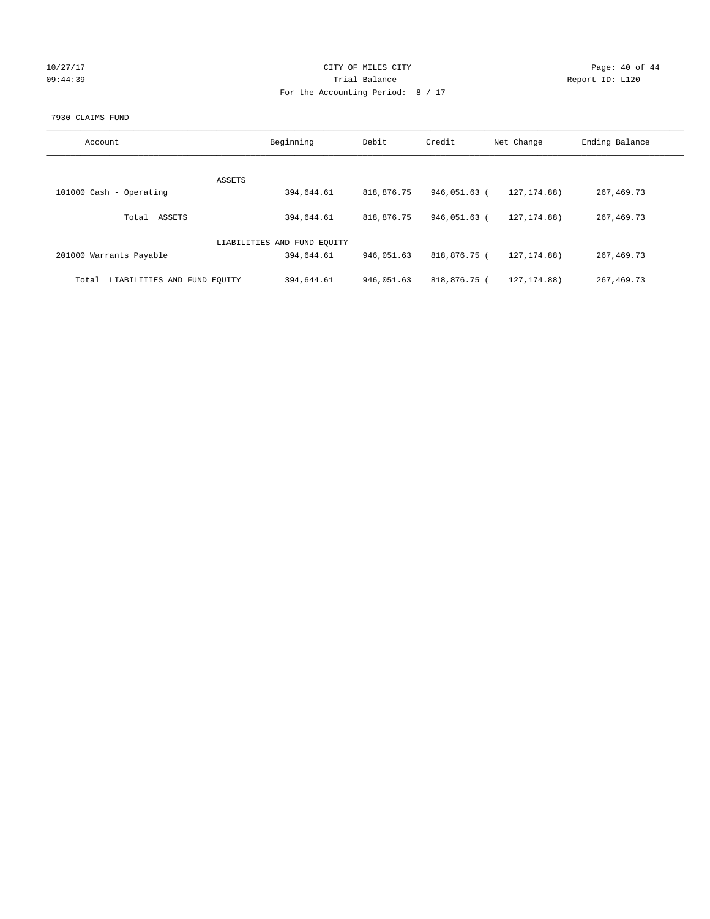CITY OF MILES CITY

Trial Balance

For the Accounting Period: 8 / 17

7930 CLAIMS FUND

| Account | Beginning | Debit | Credit | Net Change | Ending Balance |
|---|---|---|---|---|---|
| ASSETS | | | | | |
| 101000 Cash - Operating | 394,644.61 | 818,876.75 | 946,051.63 | ( 127,174.88) | 267,469.73 |
| Total ASSETS | 394,644.61 | 818,876.75 | 946,051.63 | ( 127,174.88) | 267,469.73 |
| LIABILITIES AND FUND EQUITY | | | | | |
| 201000 Warrants Payable | 394,644.61 | 946,051.63 | 818,876.75 | ( 127,174.88) | 267,469.73 |
| Total LIABILITIES AND FUND EQUITY | 394,644.61 | 946,051.63 | 818,876.75 | ( 127,174.88) | 267,469.73 |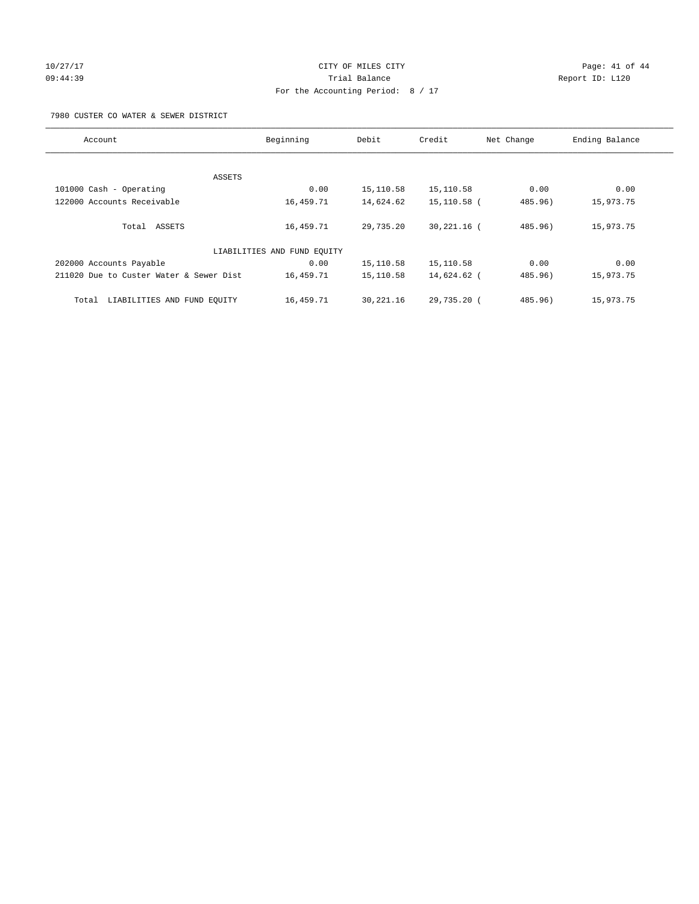10/27/17 09:44:39

# CITY OF MILES CITY

## Trial Balance

For the Accounting Period: 8 / 17

Report ID: L120

7980 CUSTER CO WATER & SEWER DISTRICT

| Account | Beginning | Debit | Credit | Net Change | Ending Balance |
|---|---|---|---|---|---|
| ASSETS | | | | | |
| 101000 Cash - Operating | 0.00 | 15,110.58 | 15,110.58 | 0.00 | 0.00 |
| 122000 Accounts Receivable | 16,459.71 | 14,624.62 | 15,110.58 | ( 485.96) | 15,973.75 |
| Total ASSETS | 16,459.71 | 29,735.20 | 30,221.16 | ( 485.96) | 15,973.75 |
| LIABILITIES AND FUND EQUITY | | | | | |
| 202000 Accounts Payable | 0.00 | 15,110.58 | 15,110.58 | 0.00 | 0.00 |
| 211020 Due to Custer Water & Sewer Dist | 16,459.71 | 15,110.58 | 14,624.62 | ( 485.96) | 15,973.75 |
| Total LIABILITIES AND FUND EQUITY | 16,459.71 | 30,221.16 | 29,735.20 | ( 485.96) | 15,973.75 |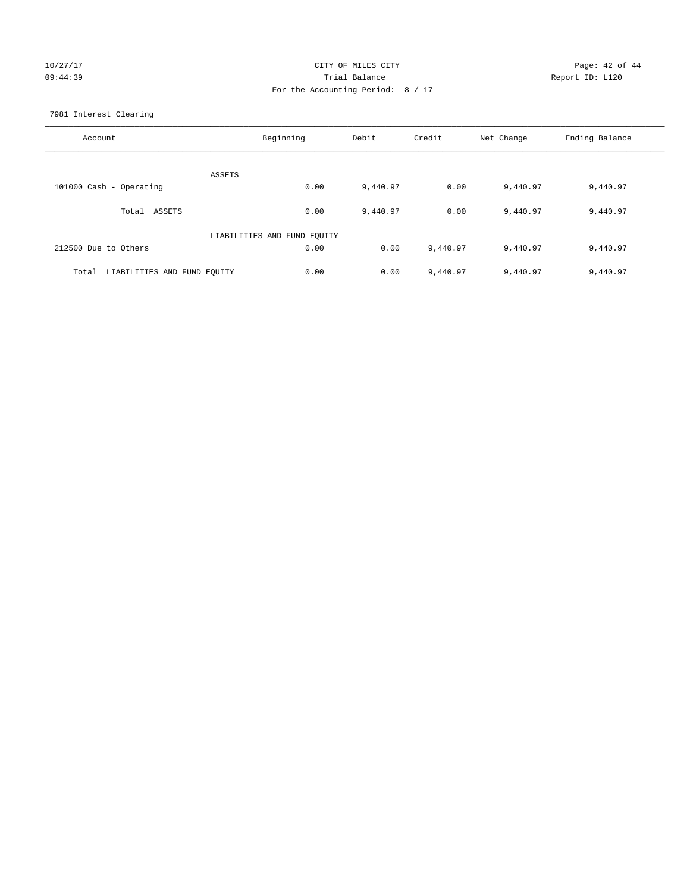CITY OF MILES CITY

Trial Balance

For the Accounting Period: 8 / 17

10/27/17
09:44:39

Report ID: L120

7981 Interest Clearing

| Account | Beginning | Debit | Credit | Net Change | Ending Balance |
|---|---|---|---|---|---|
| ASSETS | | | | | |
| 101000 Cash - Operating | 0.00 | 9,440.97 | 0.00 | 9,440.97 | 9,440.97 |
| Total ASSETS | 0.00 | 9,440.97 | 0.00 | 9,440.97 | 9,440.97 |
| LIABILITIES AND FUND EQUITY | | | | | |
| 212500 Due to Others | 0.00 | 0.00 | 9,440.97 | 9,440.97 | 9,440.97 |
| Total LIABILITIES AND FUND EQUITY | 0.00 | 0.00 | 9,440.97 | 9,440.97 | 9,440.97 |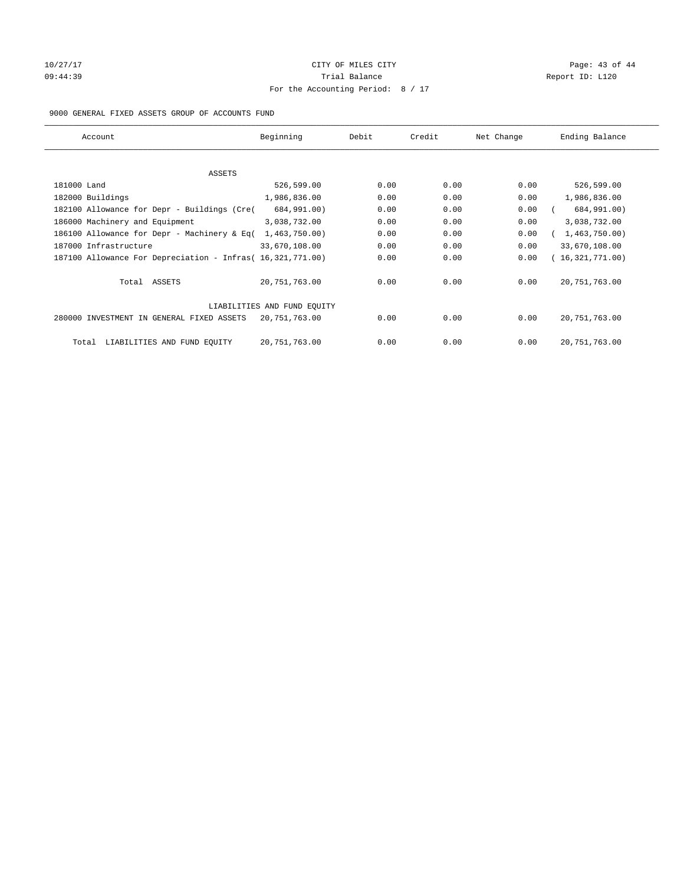CITY OF MILES CITY

Trial Balance

For the Accounting Period: 8 / 17

9000 GENERAL FIXED ASSETS GROUP OF ACCOUNTS FUND

| Account | Beginning | Debit | Credit | Net Change | Ending Balance |
|---|---|---|---|---|---|
| ASSETS | | | | | |
| 181000 Land | 526,599.00 | 0.00 | 0.00 | 0.00 | 526,599.00 |
| 182000 Buildings | 1,986,836.00 | 0.00 | 0.00 | 0.00 | 1,986,836.00 |
| 182100 Allowance for Depr - Buildings (Cre( | 684,991.00) | 0.00 | 0.00 | 0.00 | ( 684,991.00) |
| 186000 Machinery and Equipment | 3,038,732.00 | 0.00 | 0.00 | 0.00 | 3,038,732.00 |
| 186100 Allowance for Depr - Machinery & Eq( | 1,463,750.00) | 0.00 | 0.00 | 0.00 | ( 1,463,750.00) |
| 187000 Infrastructure | 33,670,108.00 | 0.00 | 0.00 | 0.00 | 33,670,108.00 |
| 187100 Allowance For Depreciation - Infras( | 16,321,771.00) | 0.00 | 0.00 | 0.00 | ( 16,321,771.00) |
| Total ASSETS | 20,751,763.00 | 0.00 | 0.00 | 0.00 | 20,751,763.00 |
| LIABILITIES AND FUND EQUITY | | | | | |
| 280000 INVESTMENT IN GENERAL FIXED ASSETS | 20,751,763.00 | 0.00 | 0.00 | 0.00 | 20,751,763.00 |
| Total LIABILITIES AND FUND EQUITY | 20,751,763.00 | 0.00 | 0.00 | 0.00 | 20,751,763.00 |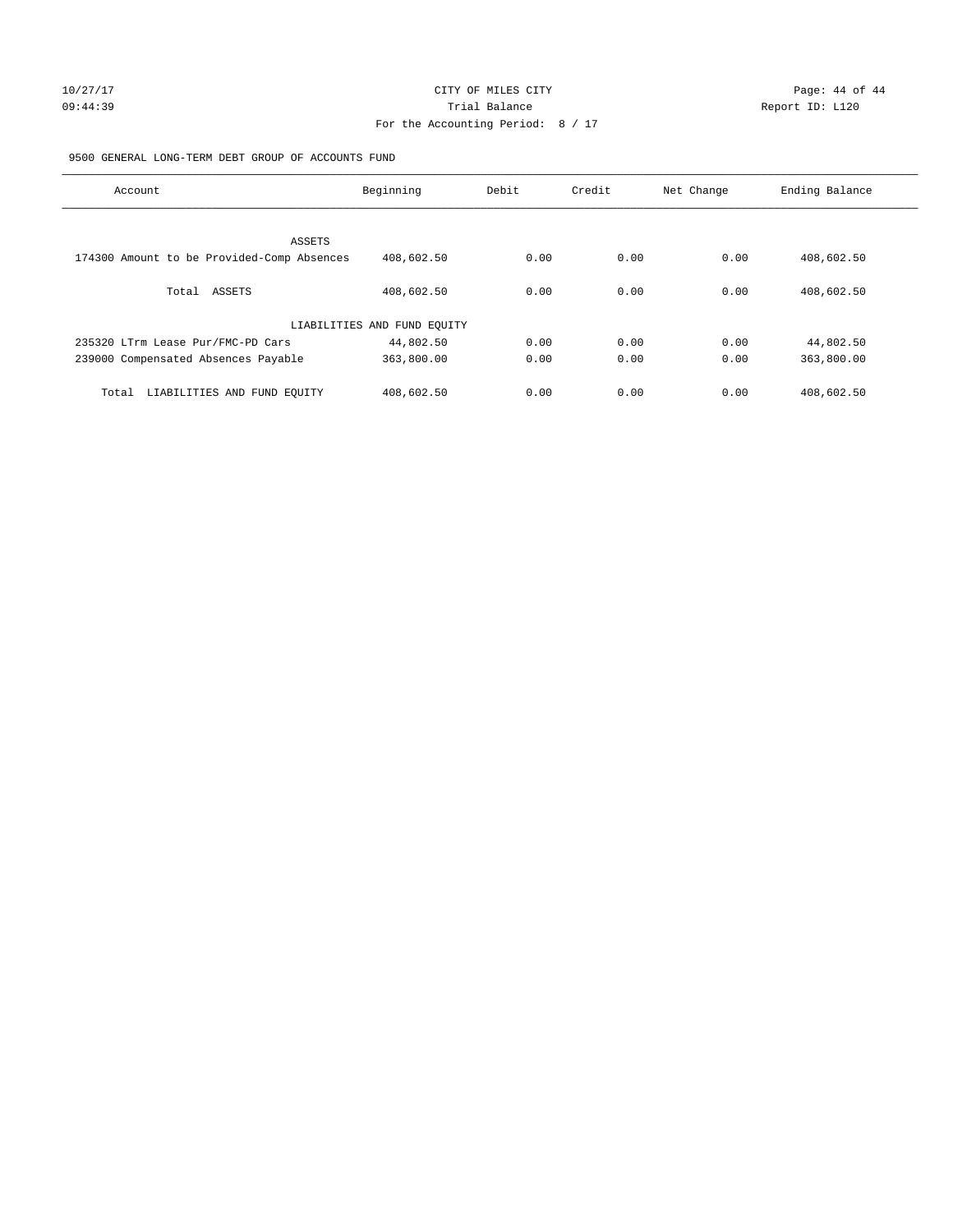CITY OF MILES CITY
Trial Balance
For the Accounting Period: 8 / 17

10/27/17
09:44:39

Report ID: L120

9500 GENERAL LONG-TERM DEBT GROUP OF ACCOUNTS FUND

| Account | Beginning | Debit | Credit | Net Change | Ending Balance |
|---|---|---|---|---|---|
| ASSETS | | | | | |
| 174300 Amount to be Provided-Comp Absences | 408,602.50 | 0.00 | 0.00 | 0.00 | 408,602.50 |
| Total ASSETS | 408,602.50 | 0.00 | 0.00 | 0.00 | 408,602.50 |
| LIABILITIES AND FUND EQUITY | | | | | |
| 235320 LTrm Lease Pur/FMC-PD Cars | 44,802.50 | 0.00 | 0.00 | 0.00 | 44,802.50 |
| 239000 Compensated Absences Payable | 363,800.00 | 0.00 | 0.00 | 0.00 | 363,800.00 |
| Total LIABILITIES AND FUND EQUITY | 408,602.50 | 0.00 | 0.00 | 0.00 | 408,602.50 |